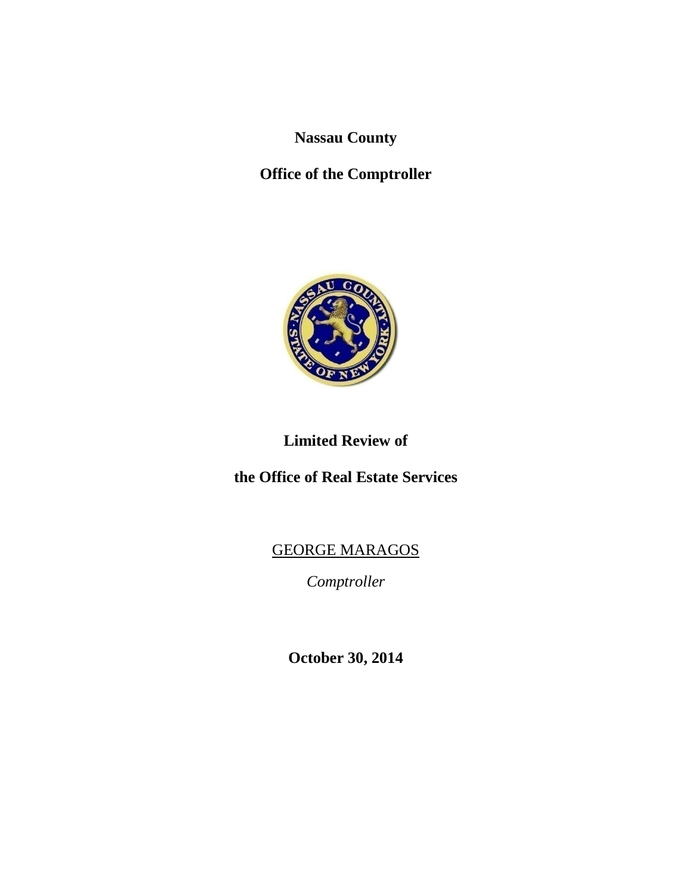**Nassau County**

**Office of the Comptroller**

# Limited Review of the Office of Real Estate Services

GEORGE MARAGOS

*Comptroller*

**October 30, 2014**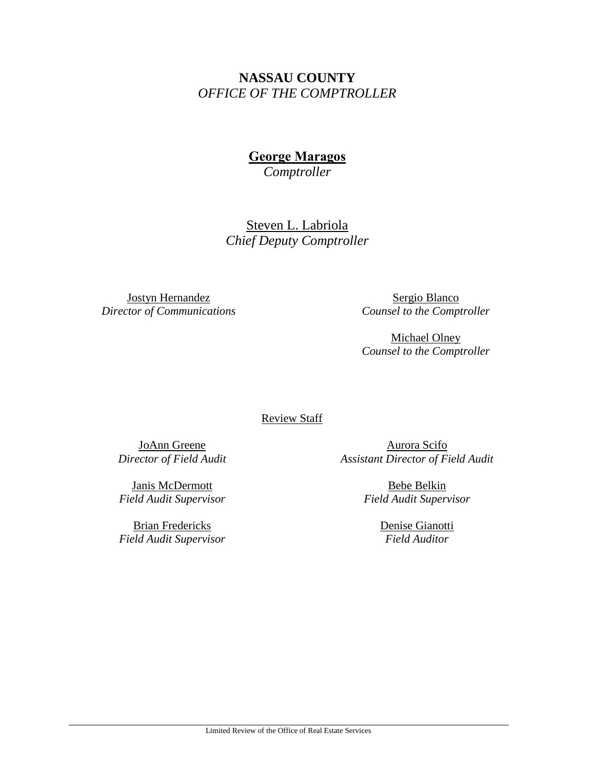**NASSAU COUNTY**
*OFFICE OF THE COMPTROLLER*

**George Maragos**
*Comptroller*

Steven L. Labriola
*Chief Deputy Comptroller*

Jostyn Hernandez
*Director of Communications*

Sergio Blanco
*Counsel to the Comptroller*

Michael Olney
*Counsel to the Comptroller*

Review Staff

JoAnn Greene
*Director of Field Audit*

Aurora Scifo
*Assistant Director of Field Audit*

Janis McDermott
*Field Audit Supervisor*

Bebe Belkin
*Field Audit Supervisor*

Brian Fredericks
*Field Audit Supervisor*

Denise Gianotti
*Field Auditor*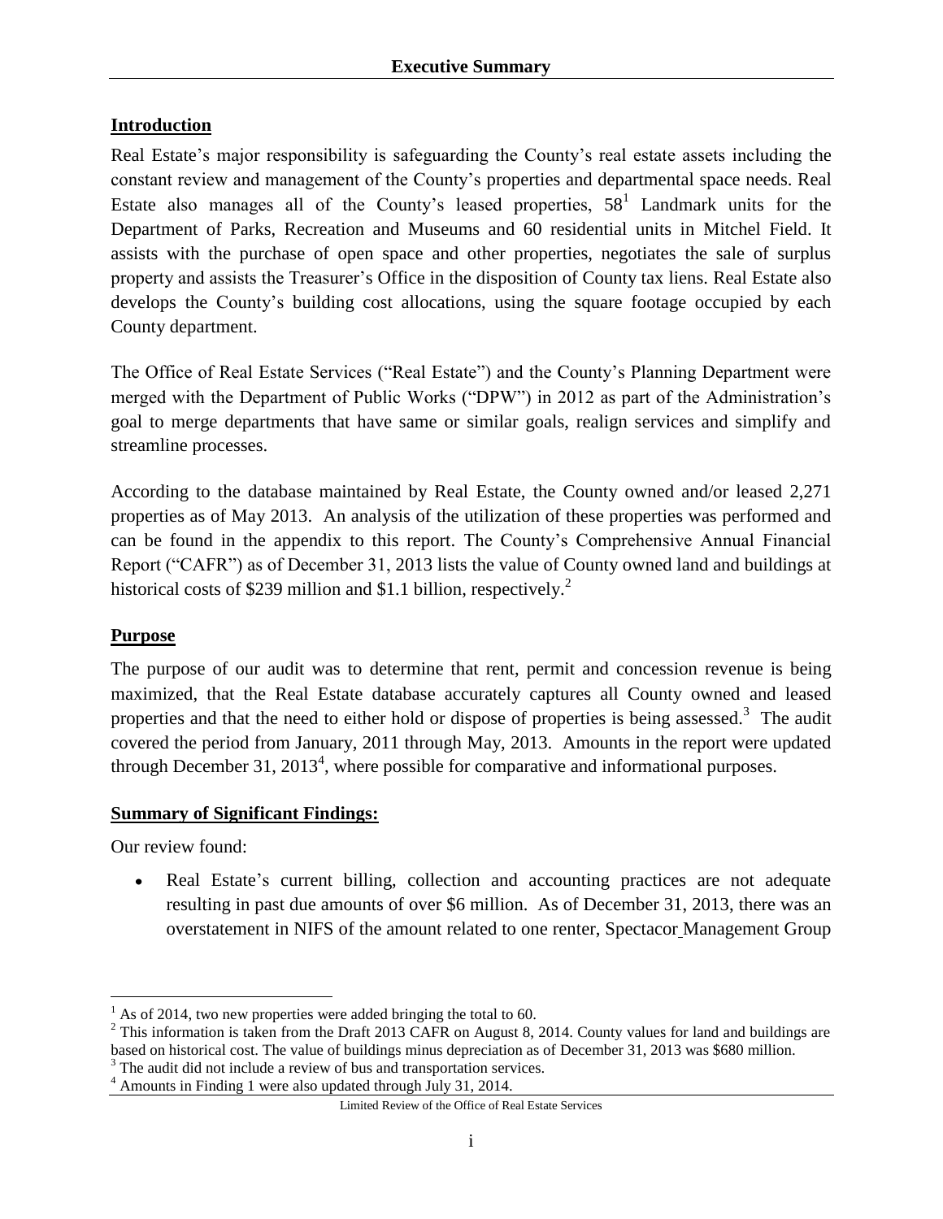# Executive Summary

## Introduction

Real Estate's major responsibility is safeguarding the County's real estate assets including the constant review and management of the County's properties and departmental space needs. Real Estate also manages all of the County's leased properties, 58[1] Landmark units for the Department of Parks, Recreation and Museums and 60 residential units in Mitchel Field. It assists with the purchase of open space and other properties, negotiates the sale of surplus property and assists the Treasurer's Office in the disposition of County tax liens. Real Estate also develops the County's building cost allocations, using the square footage occupied by each County department.

The Office of Real Estate Services ("Real Estate") and the County's Planning Department were merged with the Department of Public Works ("DPW") in 2012 as part of the Administration's goal to merge departments that have same or similar goals, realign services and simplify and streamline processes.

According to the database maintained by Real Estate, the County owned and/or leased 2,271 properties as of May 2013. An analysis of the utilization of these properties was performed and can be found in the appendix to this report. The County's Comprehensive Annual Financial Report ("CAFR") as of December 31, 2013 lists the value of County owned land and buildings at historical costs of \$239 million and \$1.1 billion, respectively.[2]

## Purpose

The purpose of our audit was to determine that rent, permit and concession revenue is being maximized, that the Real Estate database accurately captures all County owned and leased properties and that the need to either hold or dispose of properties is being assessed.[3] The audit covered the period from January, 2011 through May, 2013. Amounts in the report were updated through December 31, 2013[4], where possible for comparative and informational purposes.

## Summary of Significant Findings:

Our review found:

- Real Estate's current billing, collection and accounting practices are not adequate resulting in past due amounts of over \$6 million. As of December 31, 2013, there was an overstatement in NIFS of the amount related to one renter, Spectacor Management Group

---

[1] As of 2014, two new properties were added bringing the total to 60.

[2] This information is taken from the Draft 2013 CAFR on August 8, 2014. County values for land and buildings are based on historical cost. The value of buildings minus depreciation as of December 31, 2013 was \$680 million.

[3] The audit did not include a review of bus and transportation services.

[4] Amounts in Finding 1 were also updated through July 31, 2014.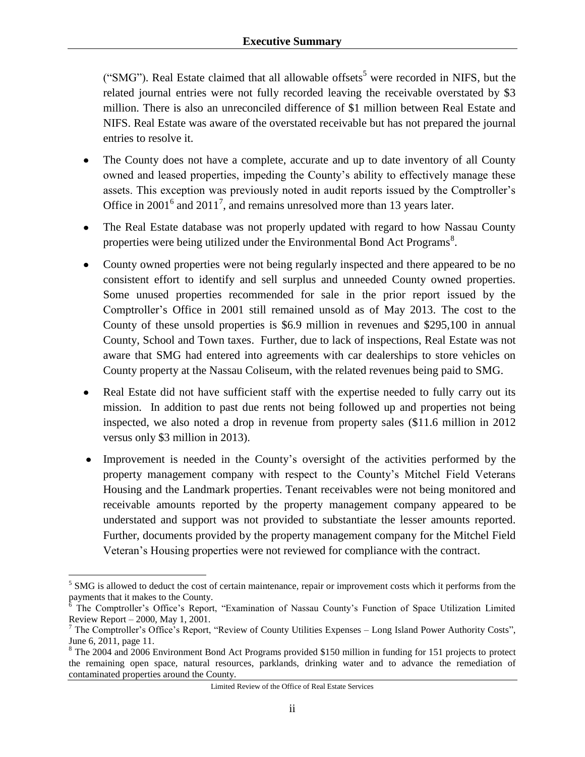("SMG"). Real Estate claimed that all allowable offsets[5] were recorded in NIFS, but the related journal entries were not fully recorded leaving the receivable overstated by $3 million. There is also an unreconciled difference of $1 million between Real Estate and NIFS. Real Estate was aware of the overstated receivable but has not prepared the journal entries to resolve it.

- The County does not have a complete, accurate and up to date inventory of all County owned and leased properties, impeding the County's ability to effectively manage these assets. This exception was previously noted in audit reports issued by the Comptroller's Office in 2001[6] and 2011[7], and remains unresolved more than 13 years later.
- The Real Estate database was not properly updated with regard to how Nassau County properties were being utilized under the Environmental Bond Act Programs[8].
- County owned properties were not being regularly inspected and there appeared to be no consistent effort to identify and sell surplus and unneeded County owned properties. Some unused properties recommended for sale in the prior report issued by the Comptroller's Office in 2001 still remained unsold as of May 2013. The cost to the County of these unsold properties is $6.9 million in revenues and $295,100 in annual County, School and Town taxes. Further, due to lack of inspections, Real Estate was not aware that SMG had entered into agreements with car dealerships to store vehicles on County property at the Nassau Coliseum, with the related revenues being paid to SMG.
- Real Estate did not have sufficient staff with the expertise needed to fully carry out its mission. In addition to past due rents not being followed up and properties not being inspected, we also noted a drop in revenue from property sales ($11.6 million in 2012 versus only $3 million in 2013).
- Improvement is needed in the County's oversight of the activities performed by the property management company with respect to the County's Mitchel Field Veterans Housing and the Landmark properties. Tenant receivables were not being monitored and receivable amounts reported by the property management company appeared to be understated and support was not provided to substantiate the lesser amounts reported. Further, documents provided by the property management company for the Mitchel Field Veteran's Housing properties were not reviewed for compliance with the contract.

---

[5] SMG is allowed to deduct the cost of certain maintenance, repair or improvement costs which it performs from the payments that it makes to the County.

[6] The Comptroller's Office's Report, "Examination of Nassau County's Function of Space Utilization Limited Review Report – 2000, May 1, 2001.

[7] The Comptroller's Office's Report, "Review of County Utilities Expenses – Long Island Power Authority Costs", June 6, 2011, page 11.

[8] The 2004 and 2006 Environment Bond Act Programs provided $150 million in funding for 151 projects to protect the remaining open space, natural resources, parklands, drinking water and to advance the remediation of contaminated properties around the County.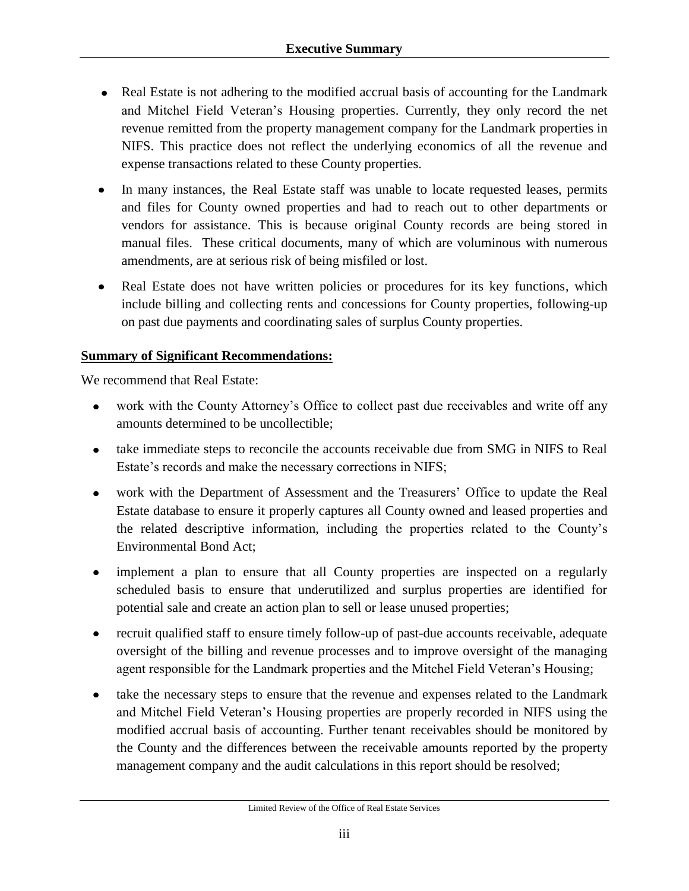- Real Estate is not adhering to the modified accrual basis of accounting for the Landmark and Mitchel Field Veteran's Housing properties. Currently, they only record the net revenue remitted from the property management company for the Landmark properties in NIFS. This practice does not reflect the underlying economics of all the revenue and expense transactions related to these County properties.
- In many instances, the Real Estate staff was unable to locate requested leases, permits and files for County owned properties and had to reach out to other departments or vendors for assistance. This is because original County records are being stored in manual files. These critical documents, many of which are voluminous with numerous amendments, are at serious risk of being misfiled or lost.
- Real Estate does not have written policies or procedures for its key functions, which include billing and collecting rents and concessions for County properties, following-up on past due payments and coordinating sales of surplus County properties.

**Summary of Significant Recommendations:**

We recommend that Real Estate:

- work with the County Attorney's Office to collect past due receivables and write off any amounts determined to be uncollectible;
- take immediate steps to reconcile the accounts receivable due from SMG in NIFS to Real Estate's records and make the necessary corrections in NIFS;
- work with the Department of Assessment and the Treasurers' Office to update the Real Estate database to ensure it properly captures all County owned and leased properties and the related descriptive information, including the properties related to the County's Environmental Bond Act;
- implement a plan to ensure that all County properties are inspected on a regularly scheduled basis to ensure that underutilized and surplus properties are identified for potential sale and create an action plan to sell or lease unused properties;
- recruit qualified staff to ensure timely follow-up of past-due accounts receivable, adequate oversight of the billing and revenue processes and to improve oversight of the managing agent responsible for the Landmark properties and the Mitchel Field Veteran's Housing;
- take the necessary steps to ensure that the revenue and expenses related to the Landmark and Mitchel Field Veteran's Housing properties are properly recorded in NIFS using the modified accrual basis of accounting. Further tenant receivables should be monitored by the County and the differences between the receivable amounts reported by the property management company and the audit calculations in this report should be resolved;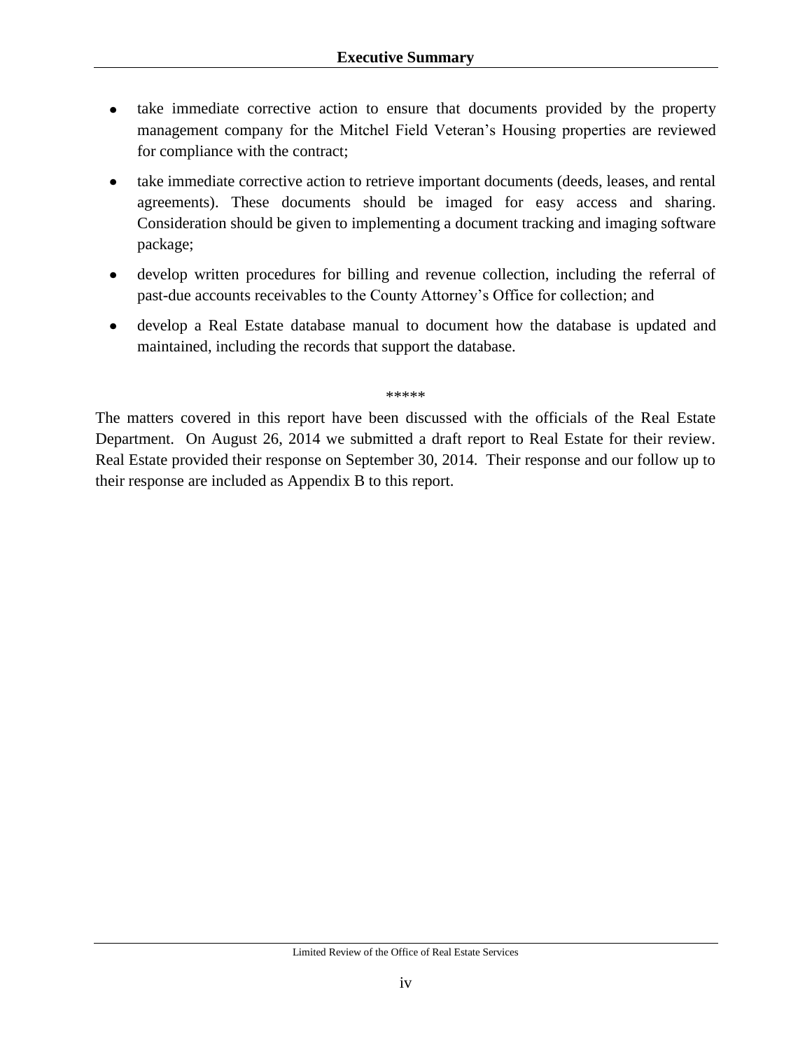- take immediate corrective action to ensure that documents provided by the property management company for the Mitchel Field Veteran's Housing properties are reviewed for compliance with the contract;
- take immediate corrective action to retrieve important documents (deeds, leases, and rental agreements). These documents should be imaged for easy access and sharing. Consideration should be given to implementing a document tracking and imaging software package;
- develop written procedures for billing and revenue collection, including the referral of past-due accounts receivables to the County Attorney's Office for collection; and
- develop a Real Estate database manual to document how the database is updated and maintained, including the records that support the database.

*****

The matters covered in this report have been discussed with the officials of the Real Estate Department. On August 26, 2014 we submitted a draft report to Real Estate for their review. Real Estate provided their response on September 30, 2014. Their response and our follow up to their response are included as Appendix B to this report.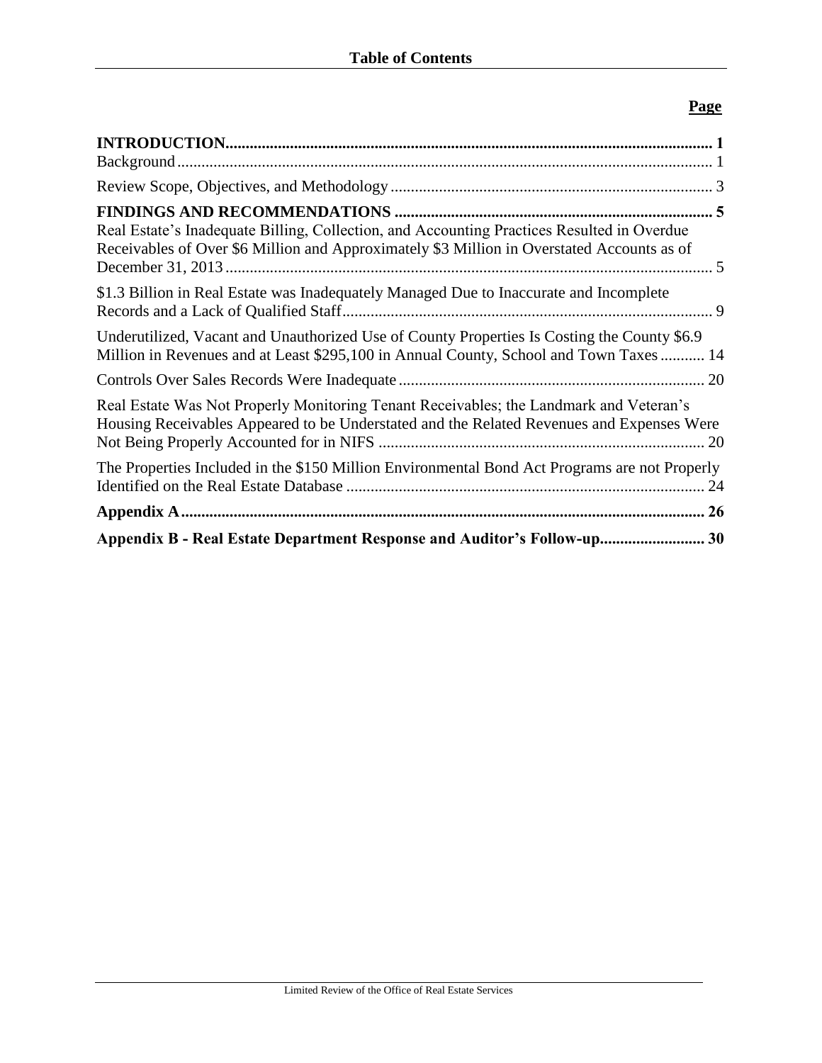# Table of Contents

| | Page |
|---|---|
| **INTRODUCTION** | **1** |
| Background | 1 |
| Review Scope, Objectives, and Methodology | 3 |
| **FINDINGS AND RECOMMENDATIONS** | **5** |
| Real Estate's Inadequate Billing, Collection, and Accounting Practices Resulted in Overdue Receivables of Over \$6 Million and Approximately \$3 Million in Overstated Accounts as of December 31, 2013 | 5 |
| \$1.3 Billion in Real Estate was Inadequately Managed Due to Inaccurate and Incomplete Records and a Lack of Qualified Staff | 9 |
| Underutilized, Vacant and Unauthorized Use of County Properties Is Costing the County \$6.9 Million in Revenues and at Least \$295,100 in Annual County, School and Town Taxes | 14 |
| Controls Over Sales Records Were Inadequate | 20 |
| Real Estate Was Not Properly Monitoring Tenant Receivables; the Landmark and Veteran's Housing Receivables Appeared to be Understated and the Related Revenues and Expenses Were Not Being Properly Accounted for in NIFS | 20 |
| The Properties Included in the \$150 Million Environmental Bond Act Programs are not Properly Identified on the Real Estate Database | 24 |
| **Appendix A** | **26** |
| **Appendix B - Real Estate Department Response and Auditor's Follow-up** | **30** |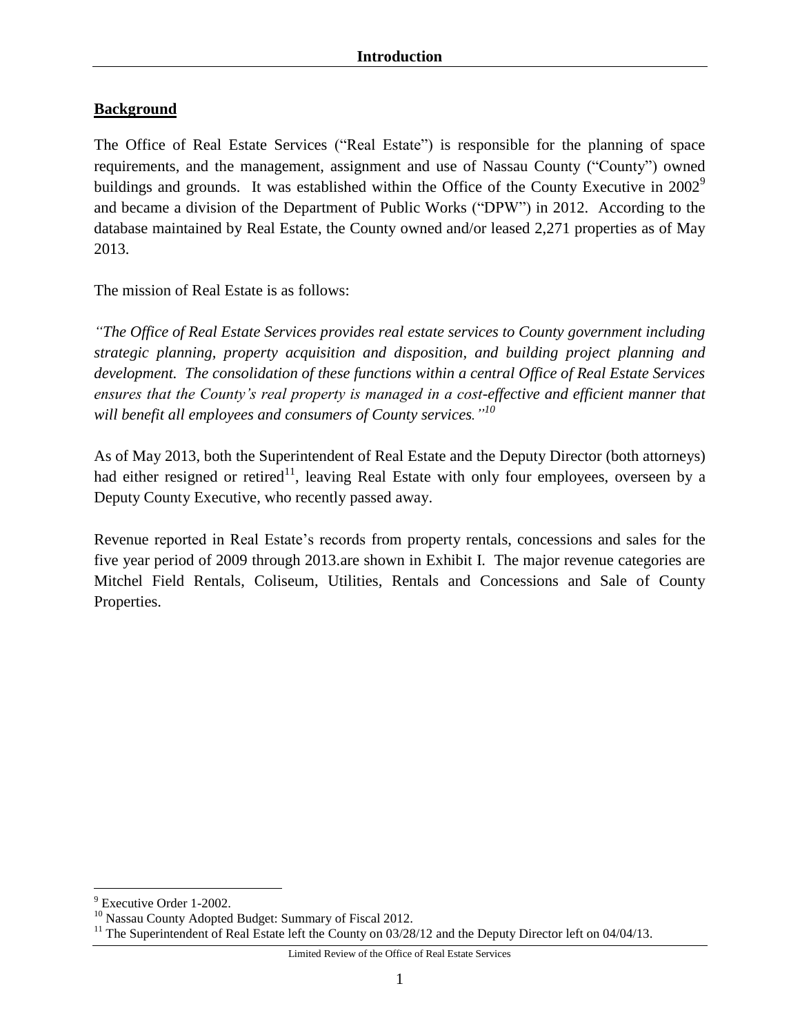## Introduction

### Background

The Office of Real Estate Services ("Real Estate") is responsible for the planning of space requirements, and the management, assignment and use of Nassau County ("County") owned buildings and grounds. It was established within the Office of the County Executive in 2002[9] and became a division of the Department of Public Works ("DPW") in 2012. According to the database maintained by Real Estate, the County owned and/or leased 2,271 properties as of May 2013.

The mission of Real Estate is as follows:

*"The Office of Real Estate Services provides real estate services to County government including strategic planning, property acquisition and disposition, and building project planning and development. The consolidation of these functions within a central Office of Real Estate Services ensures that the County's real property is managed in a cost-effective and efficient manner that will benefit all employees and consumers of County services."*[10]

As of May 2013, both the Superintendent of Real Estate and the Deputy Director (both attorneys) had either resigned or retired[11], leaving Real Estate with only four employees, overseen by a Deputy County Executive, who recently passed away.

Revenue reported in Real Estate's records from property rentals, concessions and sales for the five year period of 2009 through 2013.are shown in Exhibit I. The major revenue categories are Mitchel Field Rentals, Coliseum, Utilities, Rentals and Concessions and Sale of County Properties.

---

[9] Executive Order 1-2002.

[10] Nassau County Adopted Budget: Summary of Fiscal 2012.

[11] The Superintendent of Real Estate left the County on 03/28/12 and the Deputy Director left on 04/04/13.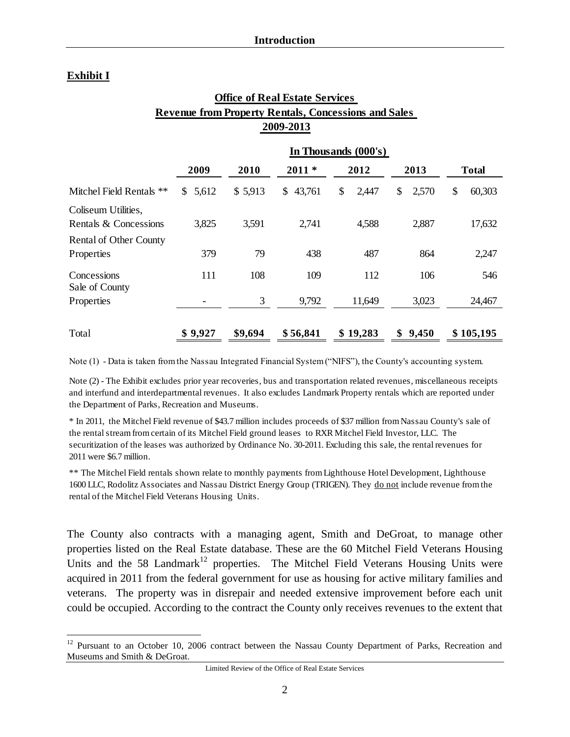**Exhibit I**

**Office of Real Estate Services**
**Revenue from Property Rentals, Concessions and Sales**
**2009-2013**

| | In Thousands (000's) | | | | | |
|---|---|---|---|---|---|---|
| | **2009** | **2010** | **2011 *** | **2012** | **2013** | **Total** |
| Mitchel Field Rentals ** | $ 5,612 | $ 5,913 | $ 43,761 | $ 2,447 | $ 2,570 | $ 60,303 |
| Coliseum Utilities, Rentals & Concessions | 3,825 | 3,591 | 2,741 | 4,588 | 2,887 | 17,632 |
| Rental of Other County Properties | 379 | 79 | 438 | 487 | 864 | 2,247 |
| Concessions | 111 | 108 | 109 | 112 | 106 | 546 |
| Sale of County Properties | - | 3 | 9,792 | 11,649 | 3,023 | 24,467 |
| Total | **$ 9,927** | **$9,694** | **$ 56,841** | **$ 19,283** | **$ 9,450** | **$ 105,195** |

Note (1) - Data is taken from the Nassau Integrated Financial System ("NIFS"), the County's accounting system.

Note (2) - The Exhibit excludes prior year recoveries, bus and transportation related revenues, miscellaneous receipts and interfund and interdepartmental revenues. It also excludes Landmark Property rentals which are reported under the Department of Parks, Recreation and Museums.

* In 2011, the Mitchel Field revenue of $43.7 million includes proceeds of $37 million from Nassau County's sale of the rental stream from certain of its Mitchel Field ground leases to RXR Mitchel Field Investor, LLC. The securitization of the leases was authorized by Ordinance No. 30-2011. Excluding this sale, the rental revenues for 2011 were $6.7 million.

** The Mitchel Field rentals shown relate to monthly payments from Lighthouse Hotel Development, Lighthouse 1600 LLC, Rodolitz Associates and Nassau District Energy Group (TRIGEN). They do not include revenue from the rental of the Mitchel Field Veterans Housing Units.

The County also contracts with a managing agent, Smith and DeGroat, to manage other properties listed on the Real Estate database. These are the 60 Mitchel Field Veterans Housing Units and the 58 Landmark[12] properties. The Mitchel Field Veterans Housing Units were acquired in 2011 from the federal government for use as housing for active military families and veterans. The property was in disrepair and needed extensive improvement before each unit could be occupied. According to the contract the County only receives revenues to the extent that

[12] Pursuant to an October 10, 2006 contract between the Nassau County Department of Parks, Recreation and Museums and Smith & DeGroat.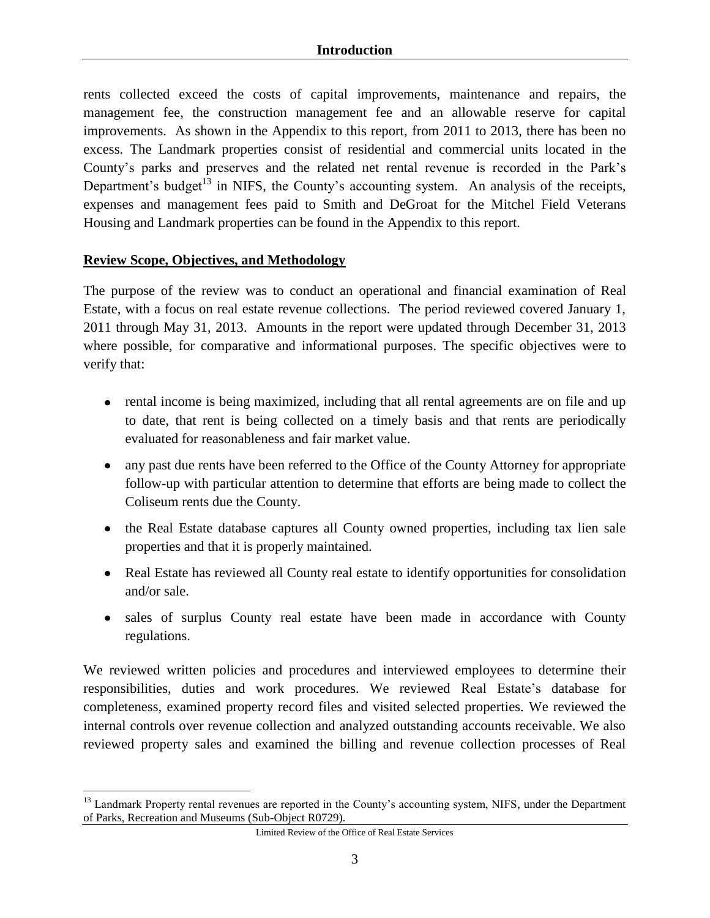rents collected exceed the costs of capital improvements, maintenance and repairs, the management fee, the construction management fee and an allowable reserve for capital improvements. As shown in the Appendix to this report, from 2011 to 2013, there has been no excess. The Landmark properties consist of residential and commercial units located in the County's parks and preserves and the related net rental revenue is recorded in the Park's Department's budget[13] in NIFS, the County's accounting system. An analysis of the receipts, expenses and management fees paid to Smith and DeGroat for the Mitchel Field Veterans Housing and Landmark properties can be found in the Appendix to this report.

## Review Scope, Objectives, and Methodology

The purpose of the review was to conduct an operational and financial examination of Real Estate, with a focus on real estate revenue collections. The period reviewed covered January 1, 2011 through May 31, 2013. Amounts in the report were updated through December 31, 2013 where possible, for comparative and informational purposes. The specific objectives were to verify that:

- rental income is being maximized, including that all rental agreements are on file and up to date, that rent is being collected on a timely basis and that rents are periodically evaluated for reasonableness and fair market value.
- any past due rents have been referred to the Office of the County Attorney for appropriate follow-up with particular attention to determine that efforts are being made to collect the Coliseum rents due the County.
- the Real Estate database captures all County owned properties, including tax lien sale properties and that it is properly maintained.
- Real Estate has reviewed all County real estate to identify opportunities for consolidation and/or sale.
- sales of surplus County real estate have been made in accordance with County regulations.

We reviewed written policies and procedures and interviewed employees to determine their responsibilities, duties and work procedures. We reviewed Real Estate's database for completeness, examined property record files and visited selected properties. We reviewed the internal controls over revenue collection and analyzed outstanding accounts receivable. We also reviewed property sales and examined the billing and revenue collection processes of Real

[13] Landmark Property rental revenues are reported in the County's accounting system, NIFS, under the Department of Parks, Recreation and Museums (Sub-Object R0729).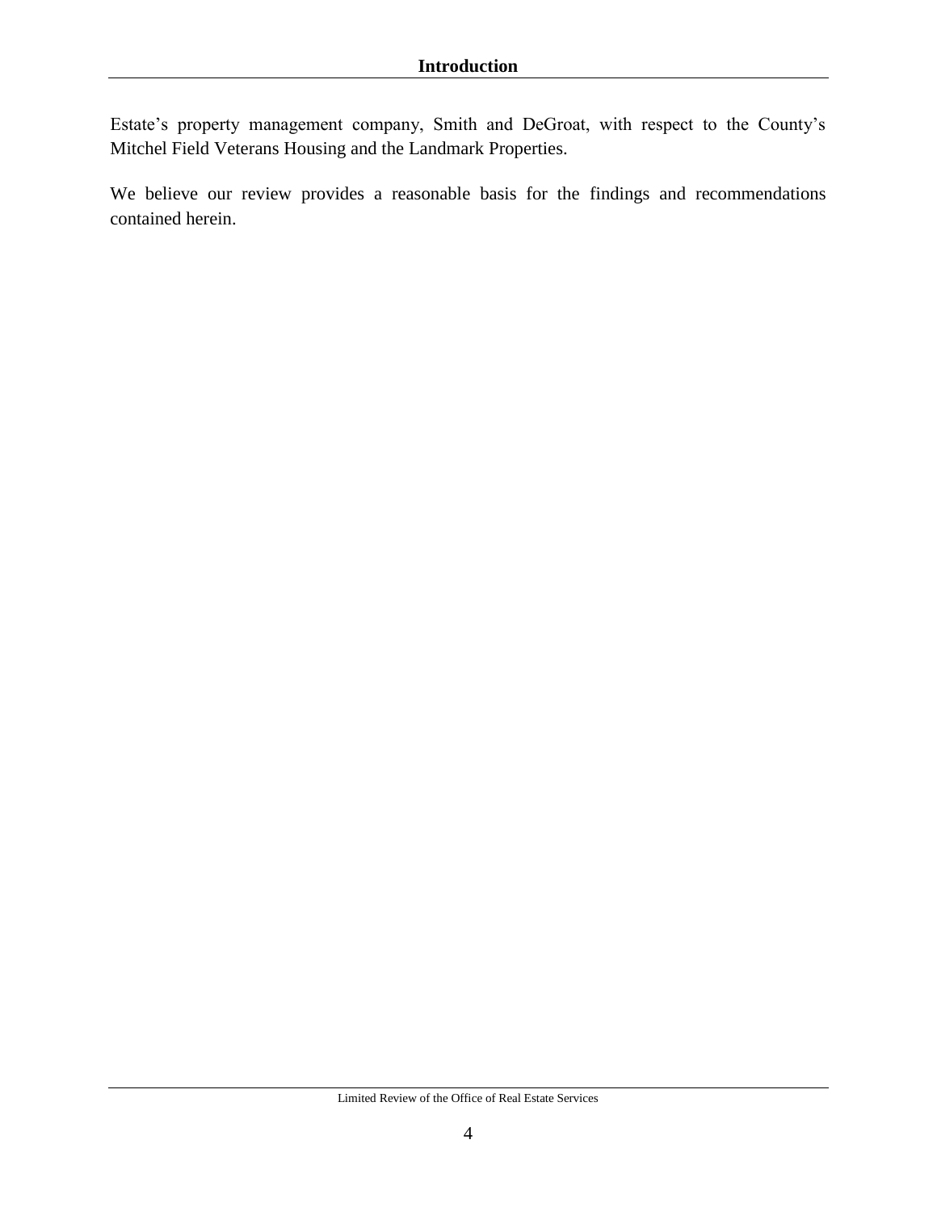Estate's property management company, Smith and DeGroat, with respect to the County's Mitchel Field Veterans Housing and the Landmark Properties.

We believe our review provides a reasonable basis for the findings and recommendations contained herein.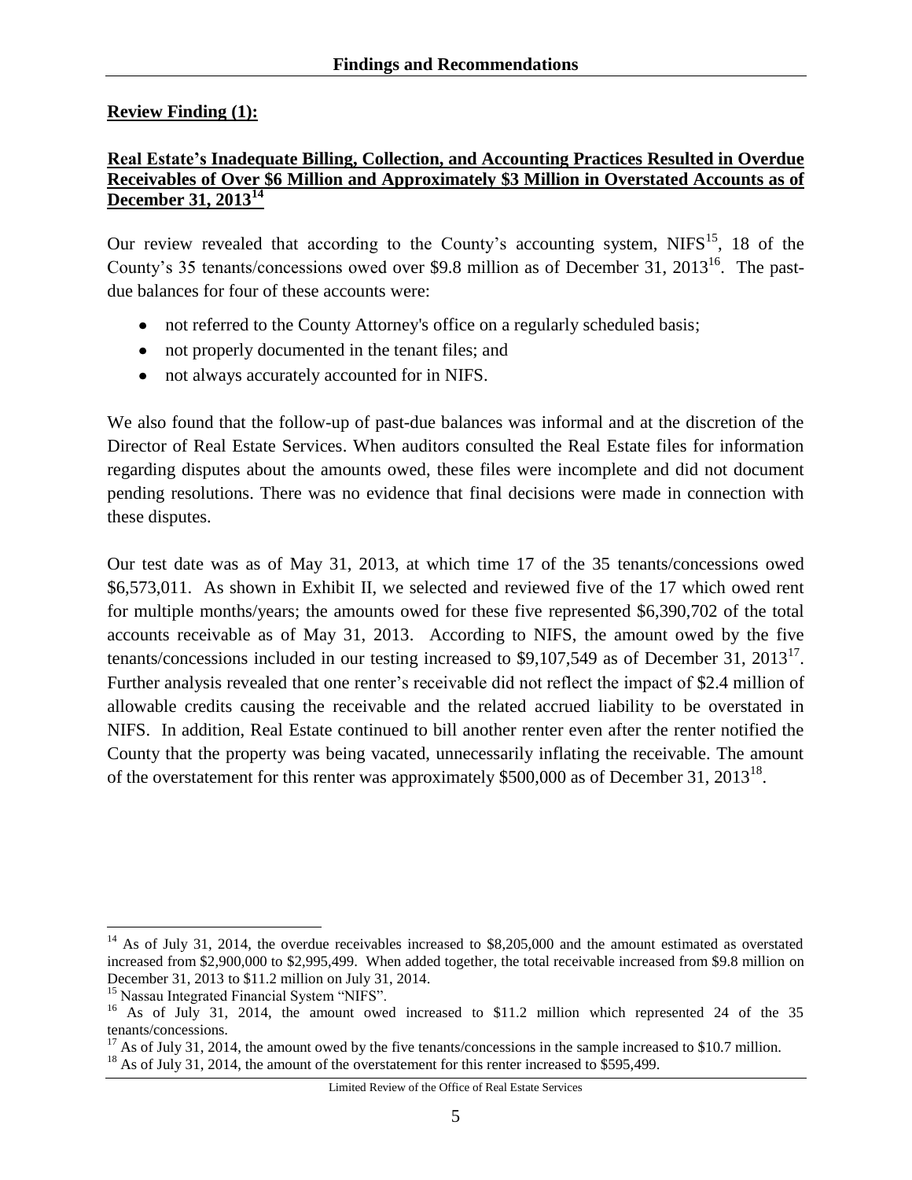## Review Finding (1):

**Real Estate's Inadequate Billing, Collection, and Accounting Practices Resulted in Overdue Receivables of Over $6 Million and Approximately $3 Million in Overstated Accounts as of December 31, 2013[14]**

Our review revealed that according to the County's accounting system, NIFS[15], 18 of the County's 35 tenants/concessions owed over $9.8 million as of December 31, 2013[16]. The past-due balances for four of these accounts were:

- not referred to the County Attorney's office on a regularly scheduled basis;
- not properly documented in the tenant files; and
- not always accurately accounted for in NIFS.

We also found that the follow-up of past-due balances was informal and at the discretion of the Director of Real Estate Services. When auditors consulted the Real Estate files for information regarding disputes about the amounts owed, these files were incomplete and did not document pending resolutions. There was no evidence that final decisions were made in connection with these disputes.

Our test date was as of May 31, 2013, at which time 17 of the 35 tenants/concessions owed $6,573,011. As shown in Exhibit II, we selected and reviewed five of the 17 which owed rent for multiple months/years; the amounts owed for these five represented $6,390,702 of the total accounts receivable as of May 31, 2013. According to NIFS, the amount owed by the five tenants/concessions included in our testing increased to $9,107,549 as of December 31, 2013[17]. Further analysis revealed that one renter's receivable did not reflect the impact of $2.4 million of allowable credits causing the receivable and the related accrued liability to be overstated in NIFS. In addition, Real Estate continued to bill another renter even after the renter notified the County that the property was being vacated, unnecessarily inflating the receivable. The amount of the overstatement for this renter was approximately $500,000 as of December 31, 2013[18].

---

[14] As of July 31, 2014, the overdue receivables increased to $8,205,000 and the amount estimated as overstated increased from $2,900,000 to $2,995,499. When added together, the total receivable increased from $9.8 million on December 31, 2013 to $11.2 million on July 31, 2014.

[15] Nassau Integrated Financial System "NIFS".

[16] As of July 31, 2014, the amount owed increased to $11.2 million which represented 24 of the 35 tenants/concessions.

[17] As of July 31, 2014, the amount owed by the five tenants/concessions in the sample increased to $10.7 million.

[18] As of July 31, 2014, the amount of the overstatement for this renter increased to $595,499.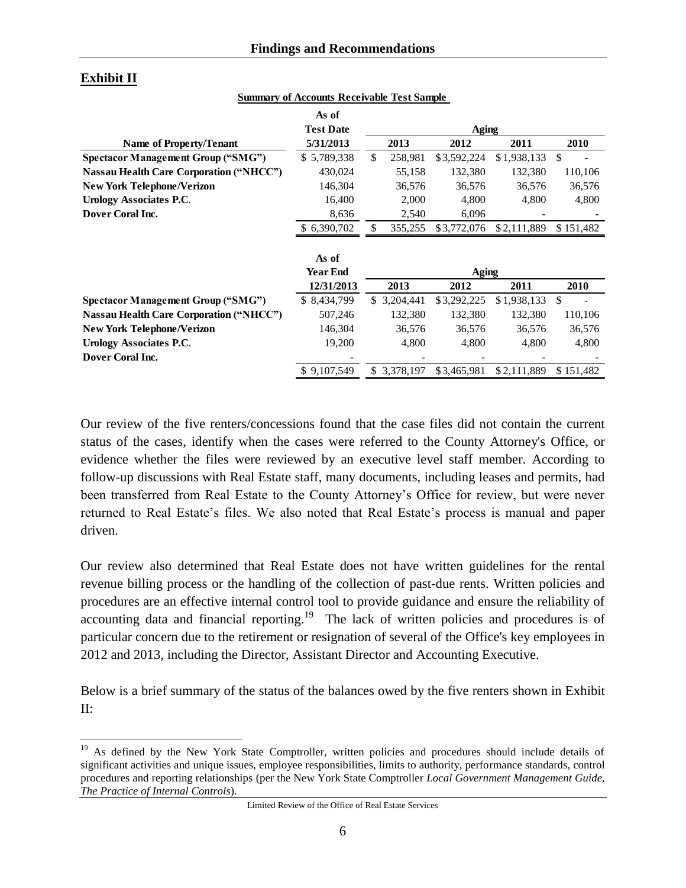## Exhibit II

**Summary of Accounts Receivable Test Sample**

| Name of Property/Tenant | As of Test Date 5/31/2013 | Aging 2013 | 2012 | 2011 | 2010 |
|---|---|---|---|---|---|
| **Spectacor Management Group ("SMG")** | $ 5,789,338 | $ 258,981 | $ 3,592,224 | $ 1,938,133 | $ - |
| **Nassau Health Care Corporation ("NHCC")** | 430,024 | 55,158 | 132,380 | 132,380 | 110,106 |
| **New York Telephone/Verizon** | 146,304 | 36,576 | 36,576 | 36,576 | 36,576 |
| **Urology Associates P.C.** | 16,400 | 2,000 | 4,800 | 4,800 | 4,800 |
| **Dover Coral Inc.** | 8,636 | 2,540 | 6,096 | - | - |
| | $ 6,390,702 | $ 355,255 | $ 3,772,076 | $ 2,111,889 | $ 151,482 |

| | As of Year End 12/31/2013 | Aging 2013 | 2012 | 2011 | 2010 |
|---|---|---|---|---|---|
| **Spectacor Management Group ("SMG")** | $ 8,434,799 | $ 3,204,441 | $ 3,292,225 | $ 1,938,133 | $ - |
| **Nassau Health Care Corporation ("NHCC")** | 507,246 | 132,380 | 132,380 | 132,380 | 110,106 |
| **New York Telephone/Verizon** | 146,304 | 36,576 | 36,576 | 36,576 | 36,576 |
| **Urology Associates P.C.** | 19,200 | 4,800 | 4,800 | 4,800 | 4,800 |
| **Dover Coral Inc.** | - | - | - | - | - |
| | $ 9,107,549 | $ 3,378,197 | $ 3,465,981 | $ 2,111,889 | $ 151,482 |

Our review of the five renters/concessions found that the case files did not contain the current status of the cases, identify when the cases were referred to the County Attorney's Office, or evidence whether the files were reviewed by an executive level staff member. According to follow-up discussions with Real Estate staff, many documents, including leases and permits, had been transferred from Real Estate to the County Attorney's Office for review, but were never returned to Real Estate's files. We also noted that Real Estate's process is manual and paper driven.

Our review also determined that Real Estate does not have written guidelines for the rental revenue billing process or the handling of the collection of past-due rents. Written policies and procedures are an effective internal control tool to provide guidance and ensure the reliability of accounting data and financial reporting.[19] The lack of written policies and procedures is of particular concern due to the retirement or resignation of several of the Office's key employees in 2012 and 2013, including the Director, Assistant Director and Accounting Executive.

Below is a brief summary of the status of the balances owed by the five renters shown in Exhibit II:

---

[19] As defined by the New York State Comptroller, written policies and procedures should include details of significant activities and unique issues, employee responsibilities, limits to authority, performance standards, control procedures and reporting relationships (per the New York State Comptroller *Local Government Management Guide, The Practice of Internal Controls*).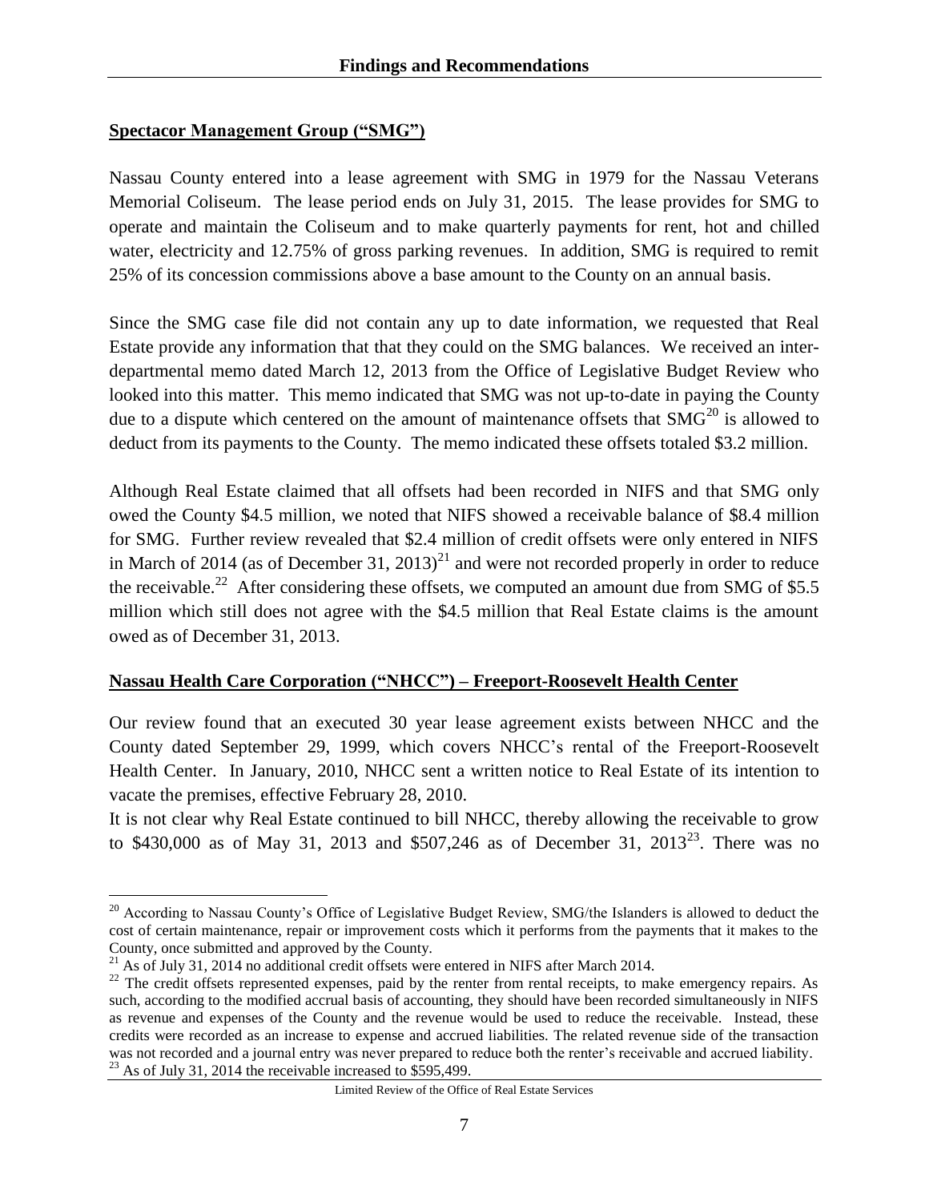## Spectacor Management Group ("SMG")

Nassau County entered into a lease agreement with SMG in 1979 for the Nassau Veterans Memorial Coliseum. The lease period ends on July 31, 2015. The lease provides for SMG to operate and maintain the Coliseum and to make quarterly payments for rent, hot and chilled water, electricity and 12.75% of gross parking revenues. In addition, SMG is required to remit 25% of its concession commissions above a base amount to the County on an annual basis.

Since the SMG case file did not contain any up to date information, we requested that Real Estate provide any information that that they could on the SMG balances. We received an inter-departmental memo dated March 12, 2013 from the Office of Legislative Budget Review who looked into this matter. This memo indicated that SMG was not up-to-date in paying the County due to a dispute which centered on the amount of maintenance offsets that SMG[20] is allowed to deduct from its payments to the County. The memo indicated these offsets totaled \$3.2 million.

Although Real Estate claimed that all offsets had been recorded in NIFS and that SMG only owed the County \$4.5 million, we noted that NIFS showed a receivable balance of \$8.4 million for SMG. Further review revealed that \$2.4 million of credit offsets were only entered in NIFS in March of 2014 (as of December 31, 2013)[21] and were not recorded properly in order to reduce the receivable.[22] After considering these offsets, we computed an amount due from SMG of \$5.5 million which still does not agree with the \$4.5 million that Real Estate claims is the amount owed as of December 31, 2013.

## Nassau Health Care Corporation ("NHCC") – Freeport-Roosevelt Health Center

Our review found that an executed 30 year lease agreement exists between NHCC and the County dated September 29, 1999, which covers NHCC's rental of the Freeport-Roosevelt Health Center. In January, 2010, NHCC sent a written notice to Real Estate of its intention to vacate the premises, effective February 28, 2010.

It is not clear why Real Estate continued to bill NHCC, thereby allowing the receivable to grow to \$430,000 as of May 31, 2013 and \$507,246 as of December 31, 2013[23]. There was no

---

[20] According to Nassau County's Office of Legislative Budget Review, SMG/the Islanders is allowed to deduct the cost of certain maintenance, repair or improvement costs which it performs from the payments that it makes to the County, once submitted and approved by the County.

[21] As of July 31, 2014 no additional credit offsets were entered in NIFS after March 2014.

[22] The credit offsets represented expenses, paid by the renter from rental receipts, to make emergency repairs. As such, according to the modified accrual basis of accounting, they should have been recorded simultaneously in NIFS as revenue and expenses of the County and the revenue would be used to reduce the receivable. Instead, these credits were recorded as an increase to expense and accrued liabilities. The related revenue side of the transaction was not recorded and a journal entry was never prepared to reduce both the renter's receivable and accrued liability.

[23] As of July 31, 2014 the receivable increased to \$595,499.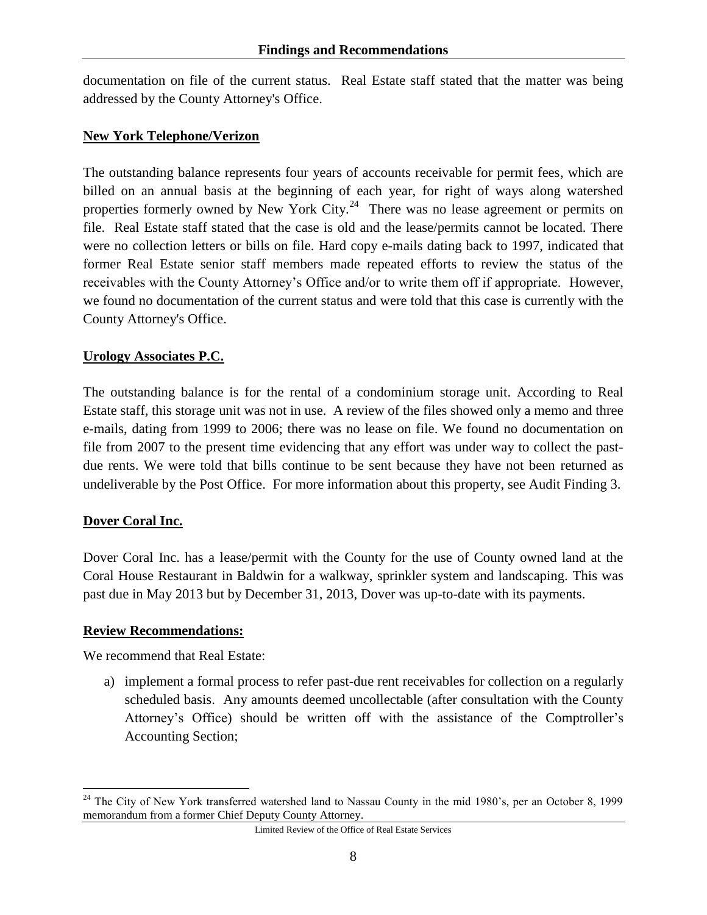documentation on file of the current status. Real Estate staff stated that the matter was being addressed by the County Attorney's Office.

**New York Telephone/Verizon**

The outstanding balance represents four years of accounts receivable for permit fees, which are billed on an annual basis at the beginning of each year, for right of ways along watershed properties formerly owned by New York City.[24] There was no lease agreement or permits on file. Real Estate staff stated that the case is old and the lease/permits cannot be located. There were no collection letters or bills on file. Hard copy e-mails dating back to 1997, indicated that former Real Estate senior staff members made repeated efforts to review the status of the receivables with the County Attorney's Office and/or to write them off if appropriate. However, we found no documentation of the current status and were told that this case is currently with the County Attorney's Office.

**Urology Associates P.C.**

The outstanding balance is for the rental of a condominium storage unit. According to Real Estate staff, this storage unit was not in use. A review of the files showed only a memo and three e-mails, dating from 1999 to 2006; there was no lease on file. We found no documentation on file from 2007 to the present time evidencing that any effort was under way to collect the past-due rents. We were told that bills continue to be sent because they have not been returned as undeliverable by the Post Office. For more information about this property, see Audit Finding 3.

**Dover Coral Inc.**

Dover Coral Inc. has a lease/permit with the County for the use of County owned land at the Coral House Restaurant in Baldwin for a walkway, sprinkler system and landscaping. This was past due in May 2013 but by December 31, 2013, Dover was up-to-date with its payments.

**Review Recommendations:**

We recommend that Real Estate:

a) implement a formal process to refer past-due rent receivables for collection on a regularly scheduled basis. Any amounts deemed uncollectable (after consultation with the County Attorney's Office) should be written off with the assistance of the Comptroller's Accounting Section;

---

[24] The City of New York transferred watershed land to Nassau County in the mid 1980's, per an October 8, 1999 memorandum from a former Chief Deputy County Attorney.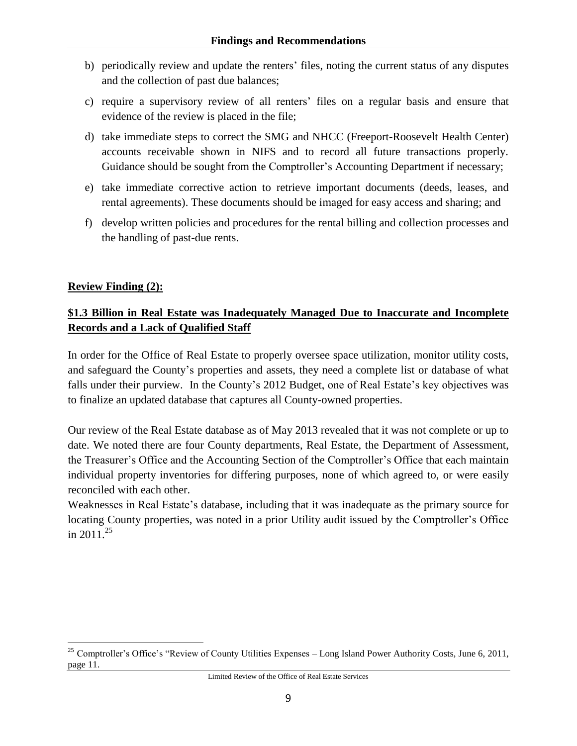b) periodically review and update the renters' files, noting the current status of any disputes and the collection of past due balances;

c) require a supervisory review of all renters' files on a regular basis and ensure that evidence of the review is placed in the file;

d) take immediate steps to correct the SMG and NHCC (Freeport-Roosevelt Health Center) accounts receivable shown in NIFS and to record all future transactions properly. Guidance should be sought from the Comptroller's Accounting Department if necessary;

e) take immediate corrective action to retrieve important documents (deeds, leases, and rental agreements). These documents should be imaged for easy access and sharing; and

f) develop written policies and procedures for the rental billing and collection processes and the handling of past-due rents.

**Review Finding (2):**

**$1.3 Billion in Real Estate was Inadequately Managed Due to Inaccurate and Incomplete Records and a Lack of Qualified Staff**

In order for the Office of Real Estate to properly oversee space utilization, monitor utility costs, and safeguard the County's properties and assets, they need a complete list or database of what falls under their purview. In the County's 2012 Budget, one of Real Estate's key objectives was to finalize an updated database that captures all County-owned properties.

Our review of the Real Estate database as of May 2013 revealed that it was not complete or up to date. We noted there are four County departments, Real Estate, the Department of Assessment, the Treasurer's Office and the Accounting Section of the Comptroller's Office that each maintain individual property inventories for differing purposes, none of which agreed to, or were easily reconciled with each other.

Weaknesses in Real Estate's database, including that it was inadequate as the primary source for locating County properties, was noted in a prior Utility audit issued by the Comptroller's Office in 2011.[25]

[25] Comptroller's Office's "Review of County Utilities Expenses – Long Island Power Authority Costs, June 6, 2011, page 11.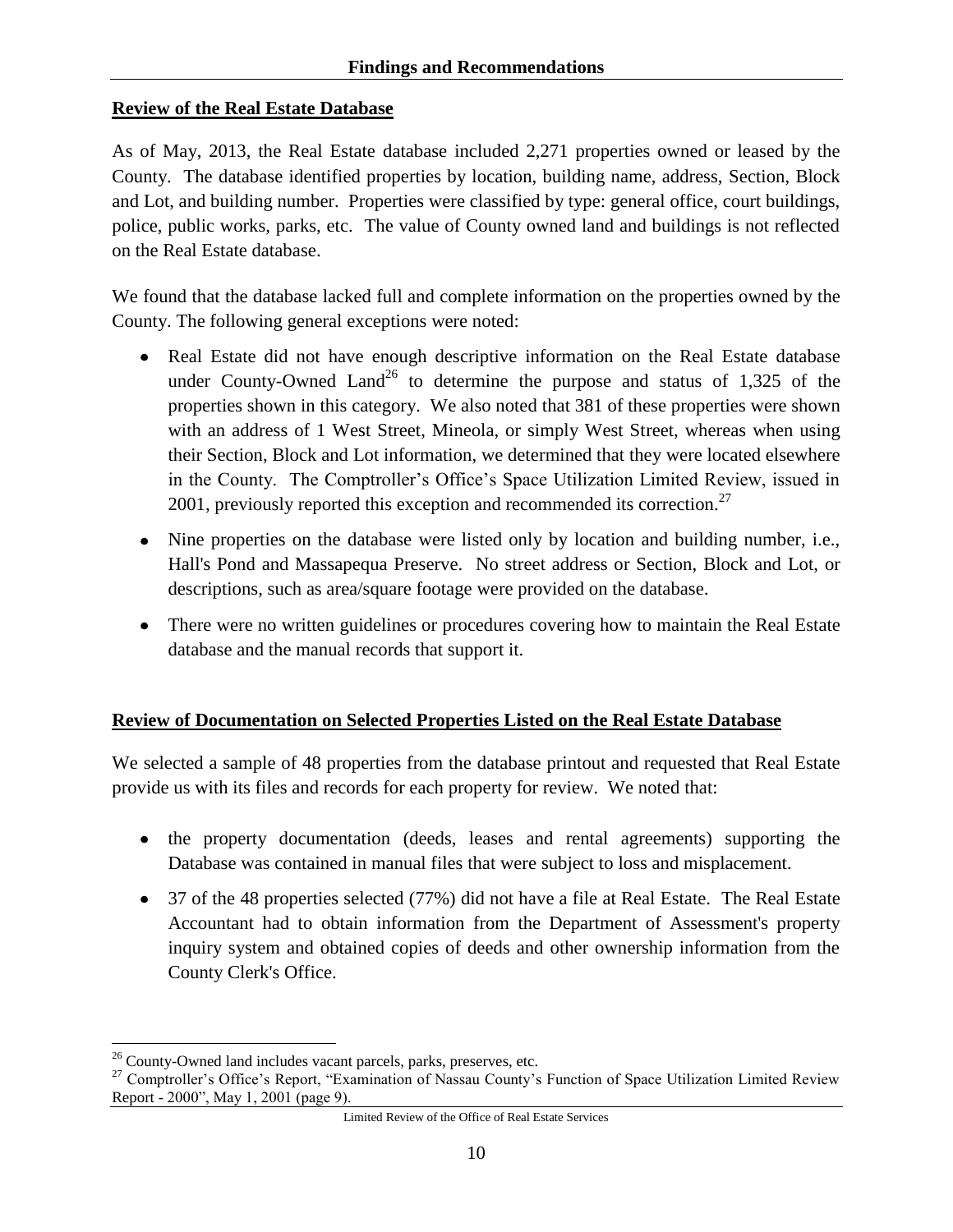## Findings and Recommendations

**Review of the Real Estate Database**

As of May, 2013, the Real Estate database included 2,271 properties owned or leased by the County. The database identified properties by location, building name, address, Section, Block and Lot, and building number. Properties were classified by type: general office, court buildings, police, public works, parks, etc. The value of County owned land and buildings is not reflected on the Real Estate database.

We found that the database lacked full and complete information on the properties owned by the County. The following general exceptions were noted:

- Real Estate did not have enough descriptive information on the Real Estate database under County-Owned Land[26] to determine the purpose and status of 1,325 of the properties shown in this category. We also noted that 381 of these properties were shown with an address of 1 West Street, Mineola, or simply West Street, whereas when using their Section, Block and Lot information, we determined that they were located elsewhere in the County. The Comptroller's Office's Space Utilization Limited Review, issued in 2001, previously reported this exception and recommended its correction.[27]
- Nine properties on the database were listed only by location and building number, i.e., Hall's Pond and Massapequa Preserve. No street address or Section, Block and Lot, or descriptions, such as area/square footage were provided on the database.
- There were no written guidelines or procedures covering how to maintain the Real Estate database and the manual records that support it.

**Review of Documentation on Selected Properties Listed on the Real Estate Database**

We selected a sample of 48 properties from the database printout and requested that Real Estate provide us with its files and records for each property for review. We noted that:

- the property documentation (deeds, leases and rental agreements) supporting the Database was contained in manual files that were subject to loss and misplacement.
- 37 of the 48 properties selected (77%) did not have a file at Real Estate. The Real Estate Accountant had to obtain information from the Department of Assessment's property inquiry system and obtained copies of deeds and other ownership information from the County Clerk's Office.

---

[26] County-Owned land includes vacant parcels, parks, preserves, etc.

[27] Comptroller's Office's Report, "Examination of Nassau County's Function of Space Utilization Limited Review Report - 2000", May 1, 2001 (page 9).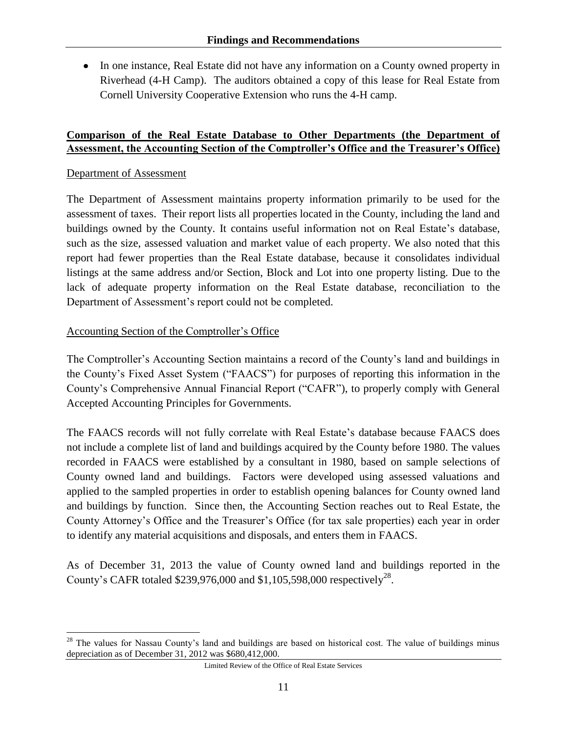- In one instance, Real Estate did not have any information on a County owned property in Riverhead (4-H Camp). The auditors obtained a copy of this lease for Real Estate from Cornell University Cooperative Extension who runs the 4-H camp.

**Comparison of the Real Estate Database to Other Departments (the Department of Assessment, the Accounting Section of the Comptroller's Office and the Treasurer's Office)**

Department of Assessment

The Department of Assessment maintains property information primarily to be used for the assessment of taxes. Their report lists all properties located in the County, including the land and buildings owned by the County. It contains useful information not on Real Estate's database, such as the size, assessed valuation and market value of each property. We also noted that this report had fewer properties than the Real Estate database, because it consolidates individual listings at the same address and/or Section, Block and Lot into one property listing. Due to the lack of adequate property information on the Real Estate database, reconciliation to the Department of Assessment's report could not be completed.

Accounting Section of the Comptroller's Office

The Comptroller's Accounting Section maintains a record of the County's land and buildings in the County's Fixed Asset System ("FAACS") for purposes of reporting this information in the County's Comprehensive Annual Financial Report ("CAFR"), to properly comply with General Accepted Accounting Principles for Governments.

The FAACS records will not fully correlate with Real Estate's database because FAACS does not include a complete list of land and buildings acquired by the County before 1980. The values recorded in FAACS were established by a consultant in 1980, based on sample selections of County owned land and buildings. Factors were developed using assessed valuations and applied to the sampled properties in order to establish opening balances for County owned land and buildings by function. Since then, the Accounting Section reaches out to Real Estate, the County Attorney's Office and the Treasurer's Office (for tax sale properties) each year in order to identify any material acquisitions and disposals, and enters them in FAACS.

As of December 31, 2013 the value of County owned land and buildings reported in the County's CAFR totaled $239,976,000 and $1,105,598,000 respectively[28].

[28] The values for Nassau County's land and buildings are based on historical cost. The value of buildings minus depreciation as of December 31, 2012 was $680,412,000.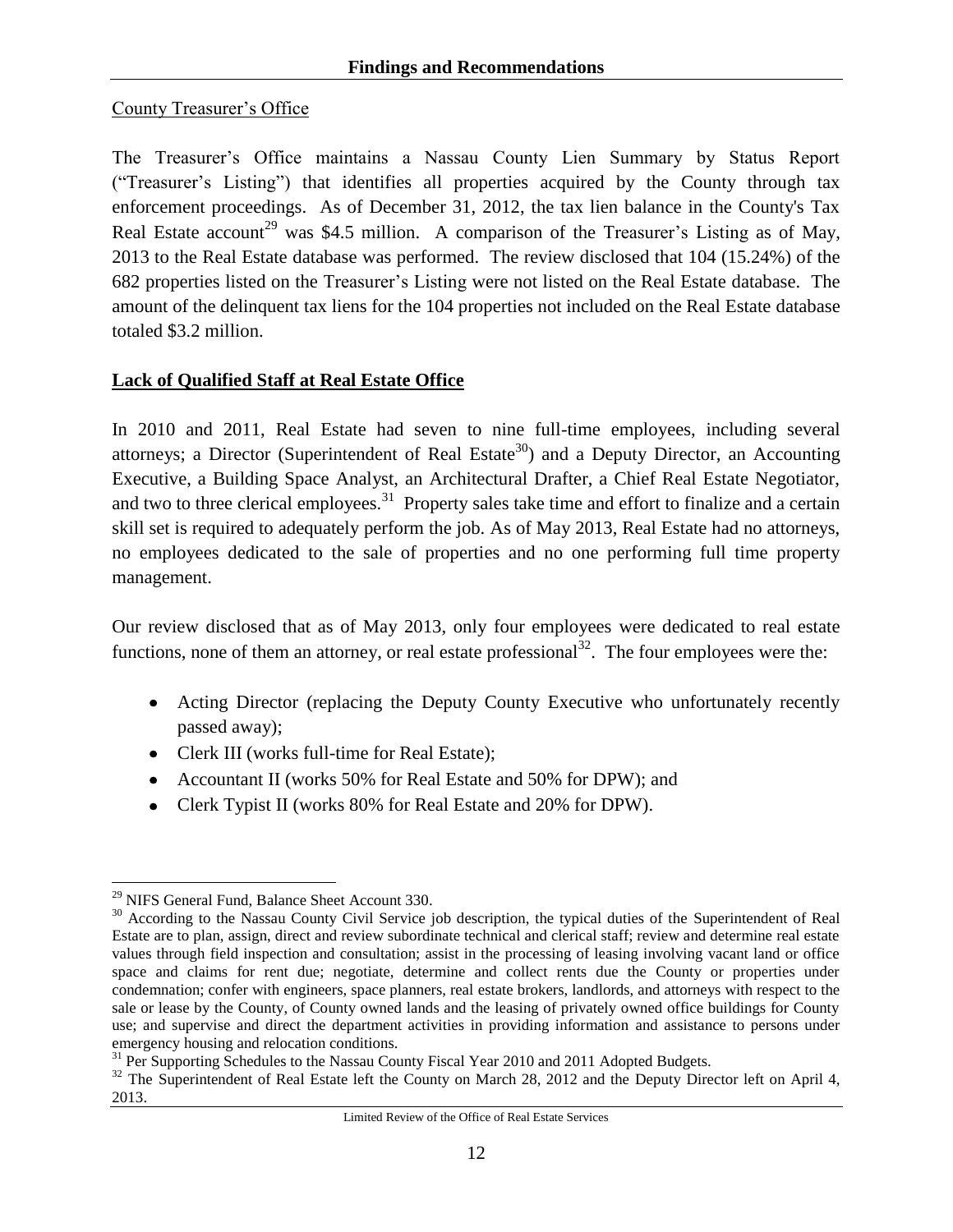County Treasurer's Office

The Treasurer's Office maintains a Nassau County Lien Summary by Status Report ("Treasurer's Listing") that identifies all properties acquired by the County through tax enforcement proceedings. As of December 31, 2012, the tax lien balance in the County's Tax Real Estate account[29] was $4.5 million. A comparison of the Treasurer's Listing as of May, 2013 to the Real Estate database was performed. The review disclosed that 104 (15.24%) of the 682 properties listed on the Treasurer's Listing were not listed on the Real Estate database. The amount of the delinquent tax liens for the 104 properties not included on the Real Estate database totaled $3.2 million.

**Lack of Qualified Staff at Real Estate Office**

In 2010 and 2011, Real Estate had seven to nine full-time employees, including several attorneys; a Director (Superintendent of Real Estate[30]) and a Deputy Director, an Accounting Executive, a Building Space Analyst, an Architectural Drafter, a Chief Real Estate Negotiator, and two to three clerical employees.[31] Property sales take time and effort to finalize and a certain skill set is required to adequately perform the job. As of May 2013, Real Estate had no attorneys, no employees dedicated to the sale of properties and no one performing full time property management.

Our review disclosed that as of May 2013, only four employees were dedicated to real estate functions, none of them an attorney, or real estate professional[32]. The four employees were the:

- Acting Director (replacing the Deputy County Executive who unfortunately recently passed away);
- Clerk III (works full-time for Real Estate);
- Accountant II (works 50% for Real Estate and 50% for DPW); and
- Clerk Typist II (works 80% for Real Estate and 20% for DPW).

---

[29] NIFS General Fund, Balance Sheet Account 330.

[30] According to the Nassau County Civil Service job description, the typical duties of the Superintendent of Real Estate are to plan, assign, direct and review subordinate technical and clerical staff; review and determine real estate values through field inspection and consultation; assist in the processing of leasing involving vacant land or office space and claims for rent due; negotiate, determine and collect rents due the County or properties under condemnation; confer with engineers, space planners, real estate brokers, landlords, and attorneys with respect to the sale or lease by the County, of County owned lands and the leasing of privately owned office buildings for County use; and supervise and direct the department activities in providing information and assistance to persons under emergency housing and relocation conditions.

[31] Per Supporting Schedules to the Nassau County Fiscal Year 2010 and 2011 Adopted Budgets.

[32] The Superintendent of Real Estate left the County on March 28, 2012 and the Deputy Director left on April 4, 2013.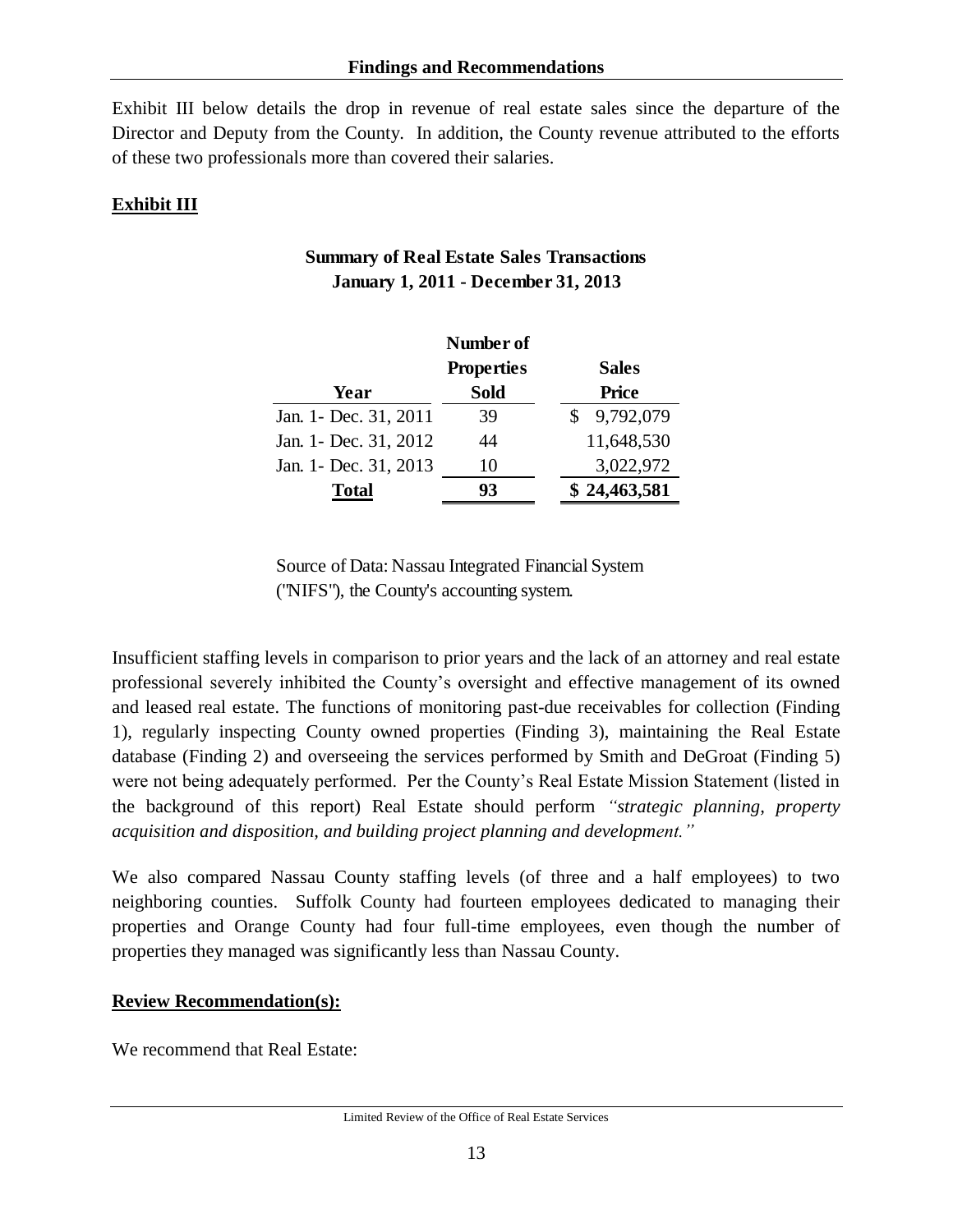Exhibit III below details the drop in revenue of real estate sales since the departure of the Director and Deputy from the County. In addition, the County revenue attributed to the efforts of these two professionals more than covered their salaries.

**Exhibit III**

**Summary of Real Estate Sales Transactions**
**January 1, 2011 - December 31, 2013**

| Year | Number of Properties Sold | Sales Price |
|---|---|---|
| Jan. 1- Dec. 31, 2011 | 39 | $ 9,792,079 |
| Jan. 1- Dec. 31, 2012 | 44 | 11,648,530 |
| Jan. 1- Dec. 31, 2013 | 10 | 3,022,972 |
| **Total** | **93** | **$ 24,463,581** |

Source of Data: Nassau Integrated Financial System ("NIFS"), the County's accounting system.

Insufficient staffing levels in comparison to prior years and the lack of an attorney and real estate professional severely inhibited the County's oversight and effective management of its owned and leased real estate. The functions of monitoring past-due receivables for collection (Finding 1), regularly inspecting County owned properties (Finding 3), maintaining the Real Estate database (Finding 2) and overseeing the services performed by Smith and DeGroat (Finding 5) were not being adequately performed. Per the County's Real Estate Mission Statement (listed in the background of this report) Real Estate should perform *"strategic planning, property acquisition and disposition, and building project planning and development."*

We also compared Nassau County staffing levels (of three and a half employees) to two neighboring counties. Suffolk County had fourteen employees dedicated to managing their properties and Orange County had four full-time employees, even though the number of properties they managed was significantly less than Nassau County.

**Review Recommendation(s):**

We recommend that Real Estate: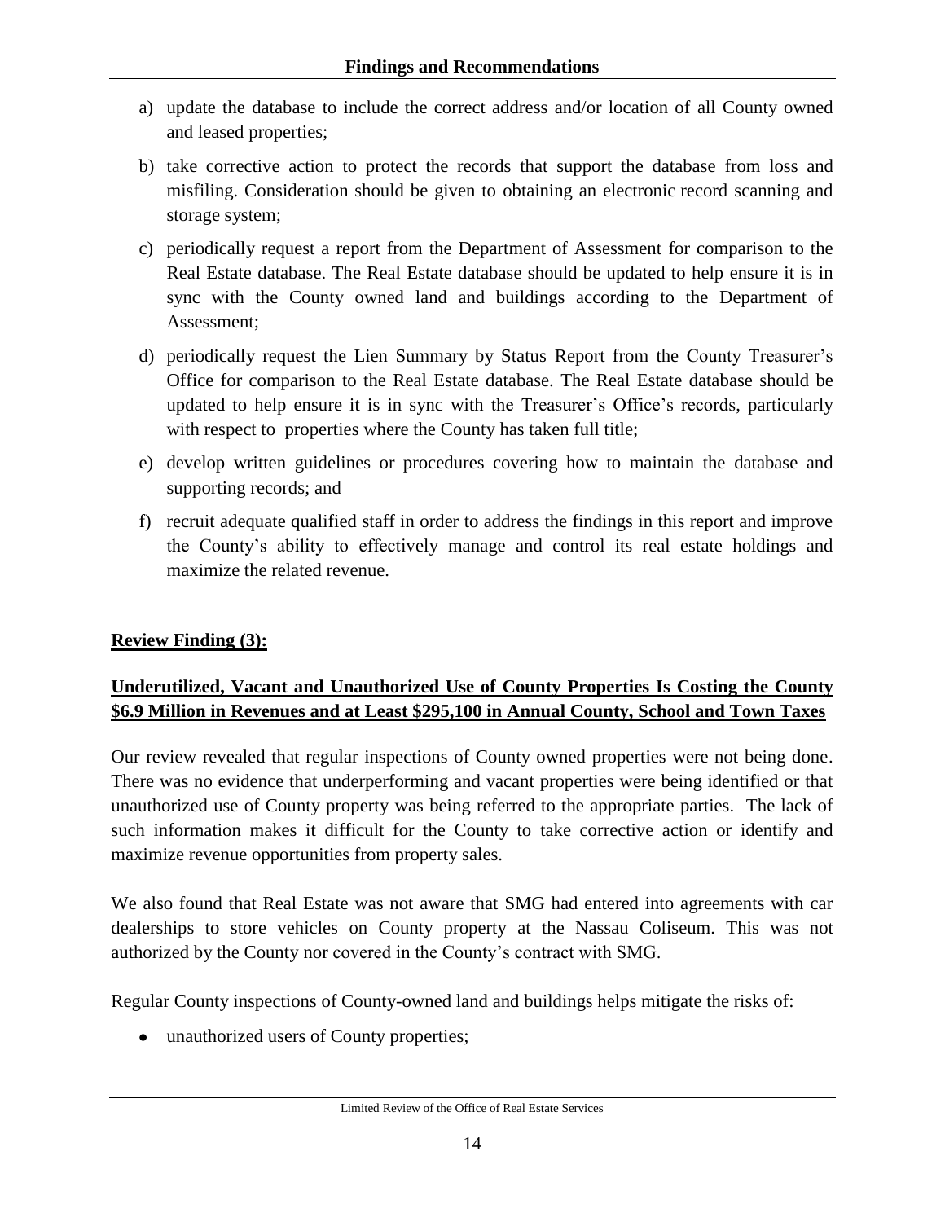a) update the database to include the correct address and/or location of all County owned and leased properties;

b) take corrective action to protect the records that support the database from loss and misfiling. Consideration should be given to obtaining an electronic record scanning and storage system;

c) periodically request a report from the Department of Assessment for comparison to the Real Estate database. The Real Estate database should be updated to help ensure it is in sync with the County owned land and buildings according to the Department of Assessment;

d) periodically request the Lien Summary by Status Report from the County Treasurer's Office for comparison to the Real Estate database. The Real Estate database should be updated to help ensure it is in sync with the Treasurer's Office's records, particularly with respect to properties where the County has taken full title;

e) develop written guidelines or procedures covering how to maintain the database and supporting records; and

f) recruit adequate qualified staff in order to address the findings in this report and improve the County's ability to effectively manage and control its real estate holdings and maximize the related revenue.

**Review Finding (3):**

**Underutilized, Vacant and Unauthorized Use of County Properties Is Costing the County $6.9 Million in Revenues and at Least $295,100 in Annual County, School and Town Taxes**

Our review revealed that regular inspections of County owned properties were not being done. There was no evidence that underperforming and vacant properties were being identified or that unauthorized use of County property was being referred to the appropriate parties. The lack of such information makes it difficult for the County to take corrective action or identify and maximize revenue opportunities from property sales.

We also found that Real Estate was not aware that SMG had entered into agreements with car dealerships to store vehicles on County property at the Nassau Coliseum. This was not authorized by the County nor covered in the County's contract with SMG.

Regular County inspections of County-owned land and buildings helps mitigate the risks of:

- unauthorized users of County properties;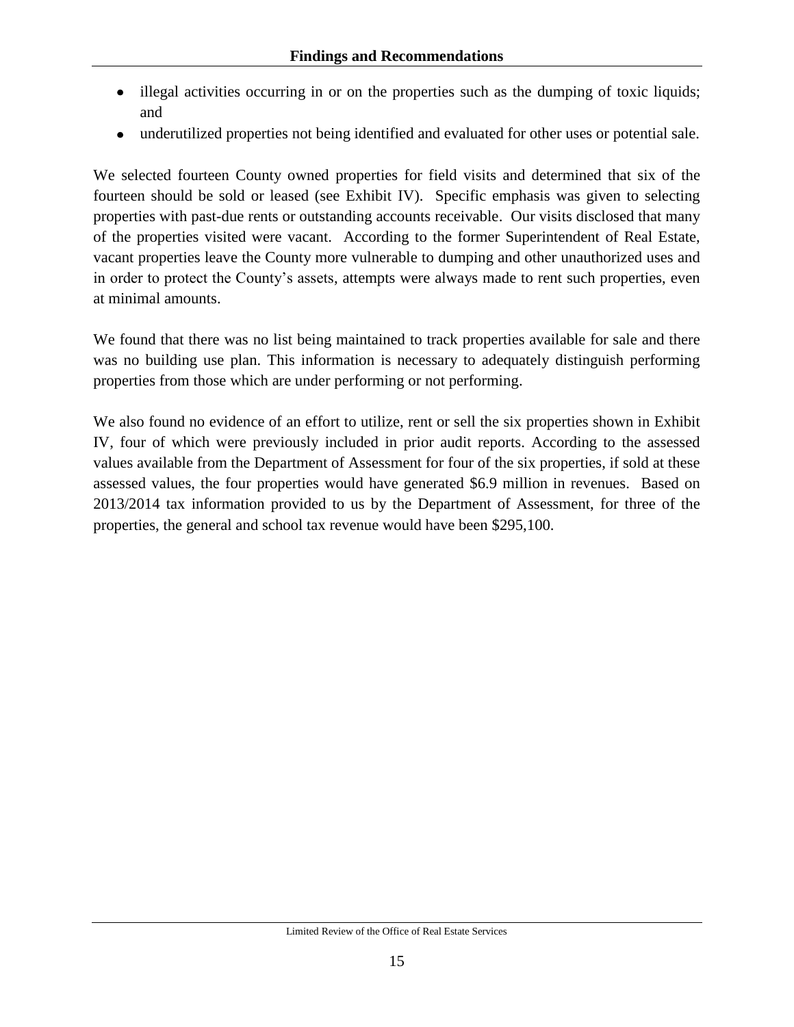- illegal activities occurring in or on the properties such as the dumping of toxic liquids; and
- underutilized properties not being identified and evaluated for other uses or potential sale.

We selected fourteen County owned properties for field visits and determined that six of the fourteen should be sold or leased (see Exhibit IV). Specific emphasis was given to selecting properties with past-due rents or outstanding accounts receivable. Our visits disclosed that many of the properties visited were vacant. According to the former Superintendent of Real Estate, vacant properties leave the County more vulnerable to dumping and other unauthorized uses and in order to protect the County's assets, attempts were always made to rent such properties, even at minimal amounts.

We found that there was no list being maintained to track properties available for sale and there was no building use plan. This information is necessary to adequately distinguish performing properties from those which are under performing or not performing.

We also found no evidence of an effort to utilize, rent or sell the six properties shown in Exhibit IV, four of which were previously included in prior audit reports. According to the assessed values available from the Department of Assessment for four of the six properties, if sold at these assessed values, the four properties would have generated \$6.9 million in revenues. Based on 2013/2014 tax information provided to us by the Department of Assessment, for three of the properties, the general and school tax revenue would have been \$295,100.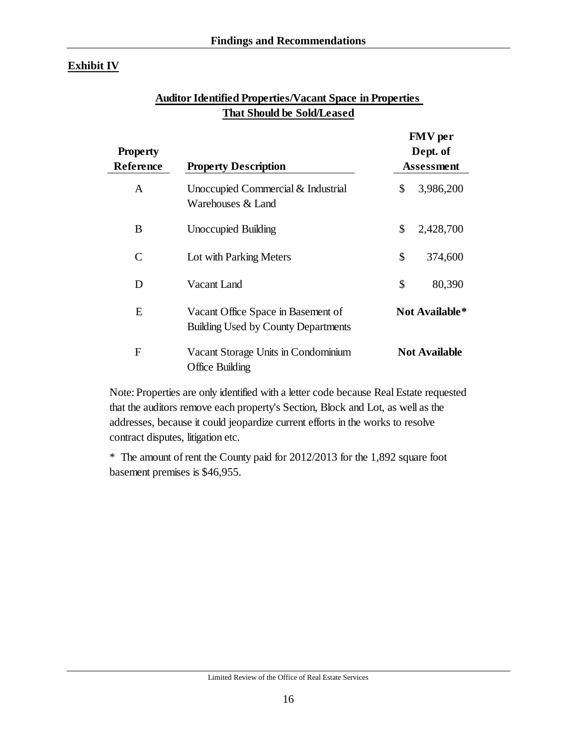**Exhibit IV**

**Auditor Identified Properties/Vacant Space in Properties That Should be Sold/Leased**

| Property Reference | Property Description | FMV per Dept. of Assessment |
|---|---|---|
| A | Unoccupied Commercial & Industrial Warehouses & Land | $ 3,986,200 |
| B | Unoccupied Building | $ 2,428,700 |
| C | Lot with Parking Meters | $ 374,600 |
| D | Vacant Land | $ 80,390 |
| E | Vacant Office Space in Basement of Building Used by County Departments | **Not Available*** |
| F | Vacant Storage Units in Condominium Office Building | **Not Available** |

Note: Properties are only identified with a letter code because Real Estate requested that the auditors remove each property's Section, Block and Lot, as well as the addresses, because it could jeopardize current efforts in the works to resolve contract disputes, litigation etc.

* The amount of rent the County paid for 2012/2013 for the 1,892 square foot basement premises is $46,955.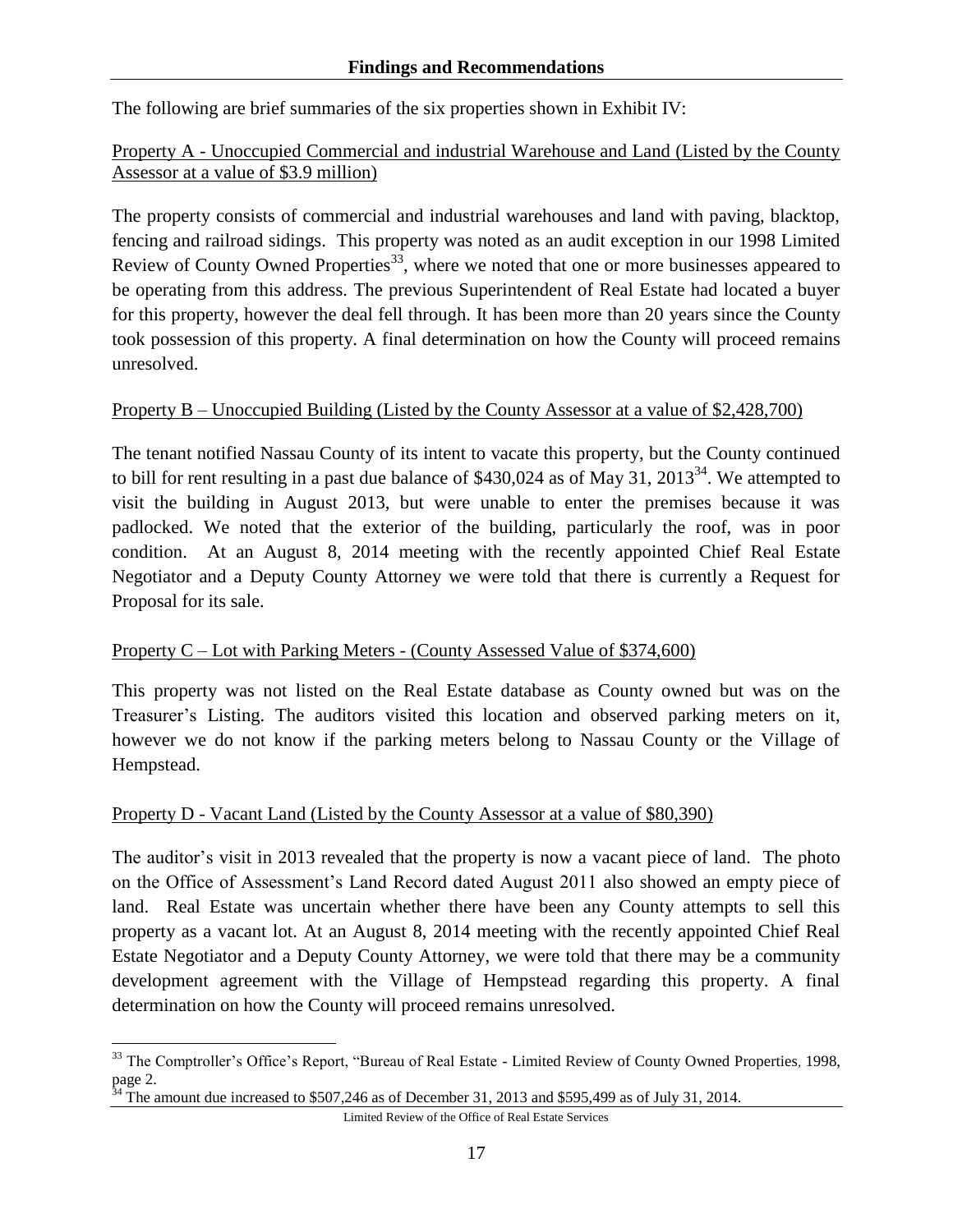## Findings and Recommendations

The following are brief summaries of the six properties shown in Exhibit IV:

Property A - Unoccupied Commercial and industrial Warehouse and Land (Listed by the County Assessor at a value of $3.9 million)

The property consists of commercial and industrial warehouses and land with paving, blacktop, fencing and railroad sidings. This property was noted as an audit exception in our 1998 Limited Review of County Owned Properties[33], where we noted that one or more businesses appeared to be operating from this address. The previous Superintendent of Real Estate had located a buyer for this property, however the deal fell through. It has been more than 20 years since the County took possession of this property. A final determination on how the County will proceed remains unresolved.

Property B – Unoccupied Building (Listed by the County Assessor at a value of $2,428,700)

The tenant notified Nassau County of its intent to vacate this property, but the County continued to bill for rent resulting in a past due balance of $430,024 as of May 31, 2013[34]. We attempted to visit the building in August 2013, but were unable to enter the premises because it was padlocked. We noted that the exterior of the building, particularly the roof, was in poor condition. At an August 8, 2014 meeting with the recently appointed Chief Real Estate Negotiator and a Deputy County Attorney we were told that there is currently a Request for Proposal for its sale.

Property C – Lot with Parking Meters - (County Assessed Value of $374,600)

This property was not listed on the Real Estate database as County owned but was on the Treasurer's Listing. The auditors visited this location and observed parking meters on it, however we do not know if the parking meters belong to Nassau County or the Village of Hempstead.

Property D - Vacant Land (Listed by the County Assessor at a value of $80,390)

The auditor's visit in 2013 revealed that the property is now a vacant piece of land. The photo on the Office of Assessment's Land Record dated August 2011 also showed an empty piece of land. Real Estate was uncertain whether there have been any County attempts to sell this property as a vacant lot. At an August 8, 2014 meeting with the recently appointed Chief Real Estate Negotiator and a Deputy County Attorney, we were told that there may be a community development agreement with the Village of Hempstead regarding this property. A final determination on how the County will proceed remains unresolved.

---

[33] The Comptroller's Office's Report, "Bureau of Real Estate - Limited Review of County Owned Properties, 1998, page 2.

[34] The amount due increased to $507,246 as of December 31, 2013 and $595,499 as of July 31, 2014.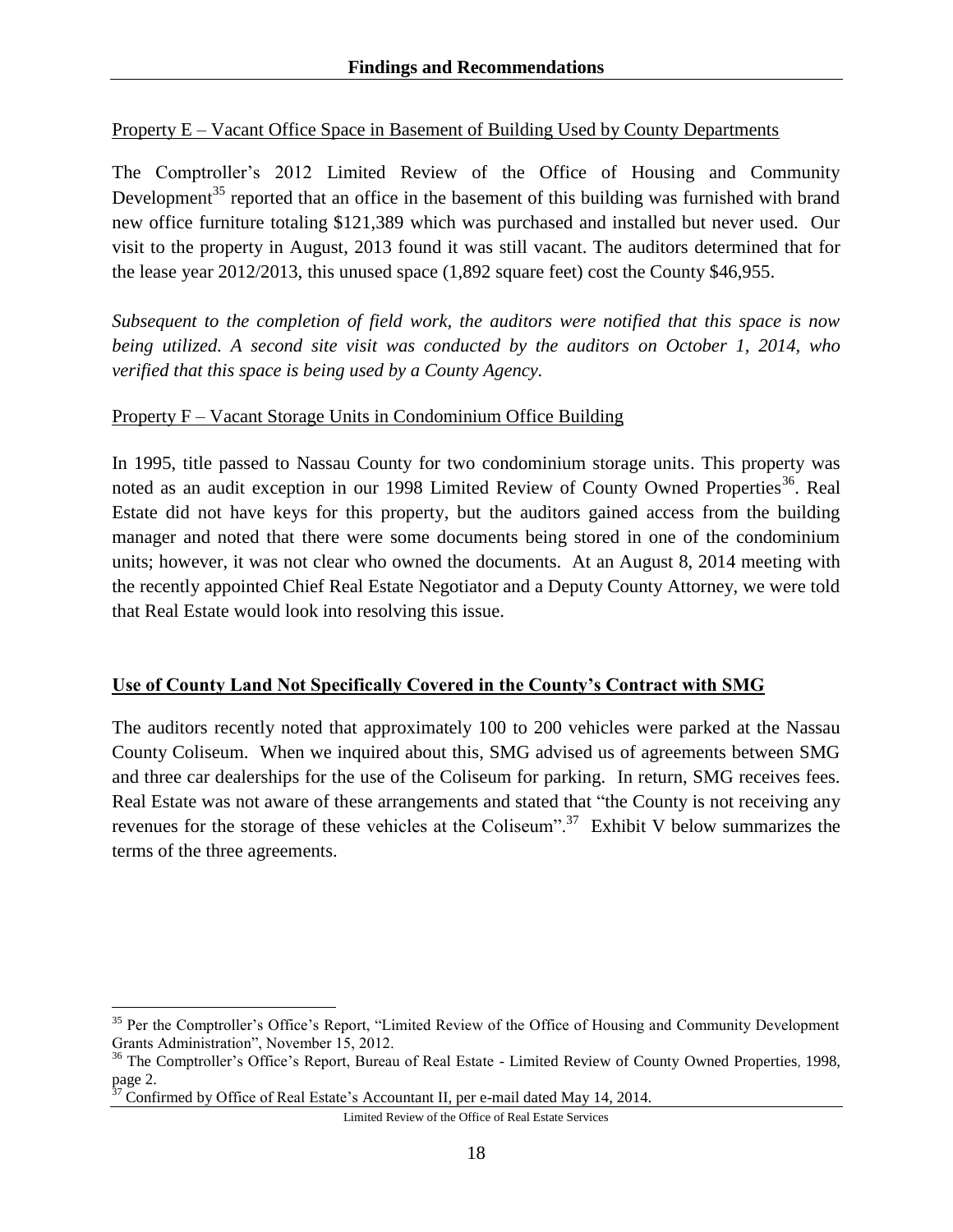Property E – Vacant Office Space in Basement of Building Used by County Departments

The Comptroller's 2012 Limited Review of the Office of Housing and Community Development[35] reported that an office in the basement of this building was furnished with brand new office furniture totaling $121,389 which was purchased and installed but never used. Our visit to the property in August, 2013 found it was still vacant. The auditors determined that for the lease year 2012/2013, this unused space (1,892 square feet) cost the County $46,955.

*Subsequent to the completion of field work, the auditors were notified that this space is now being utilized. A second site visit was conducted by the auditors on October 1, 2014, who verified that this space is being used by a County Agency.*

Property F – Vacant Storage Units in Condominium Office Building

In 1995, title passed to Nassau County for two condominium storage units. This property was noted as an audit exception in our 1998 Limited Review of County Owned Properties[36]. Real Estate did not have keys for this property, but the auditors gained access from the building manager and noted that there were some documents being stored in one of the condominium units; however, it was not clear who owned the documents. At an August 8, 2014 meeting with the recently appointed Chief Real Estate Negotiator and a Deputy County Attorney, we were told that Real Estate would look into resolving this issue.

**Use of County Land Not Specifically Covered in the County's Contract with SMG**

The auditors recently noted that approximately 100 to 200 vehicles were parked at the Nassau County Coliseum. When we inquired about this, SMG advised us of agreements between SMG and three car dealerships for the use of the Coliseum for parking. In return, SMG receives fees. Real Estate was not aware of these arrangements and stated that "the County is not receiving any revenues for the storage of these vehicles at the Coliseum".[37] Exhibit V below summarizes the terms of the three agreements.

---

[35] Per the Comptroller's Office's Report, "Limited Review of the Office of Housing and Community Development Grants Administration", November 15, 2012.

[36] The Comptroller's Office's Report, Bureau of Real Estate - Limited Review of County Owned Properties, 1998, page 2.

[37] Confirmed by Office of Real Estate's Accountant II, per e-mail dated May 14, 2014.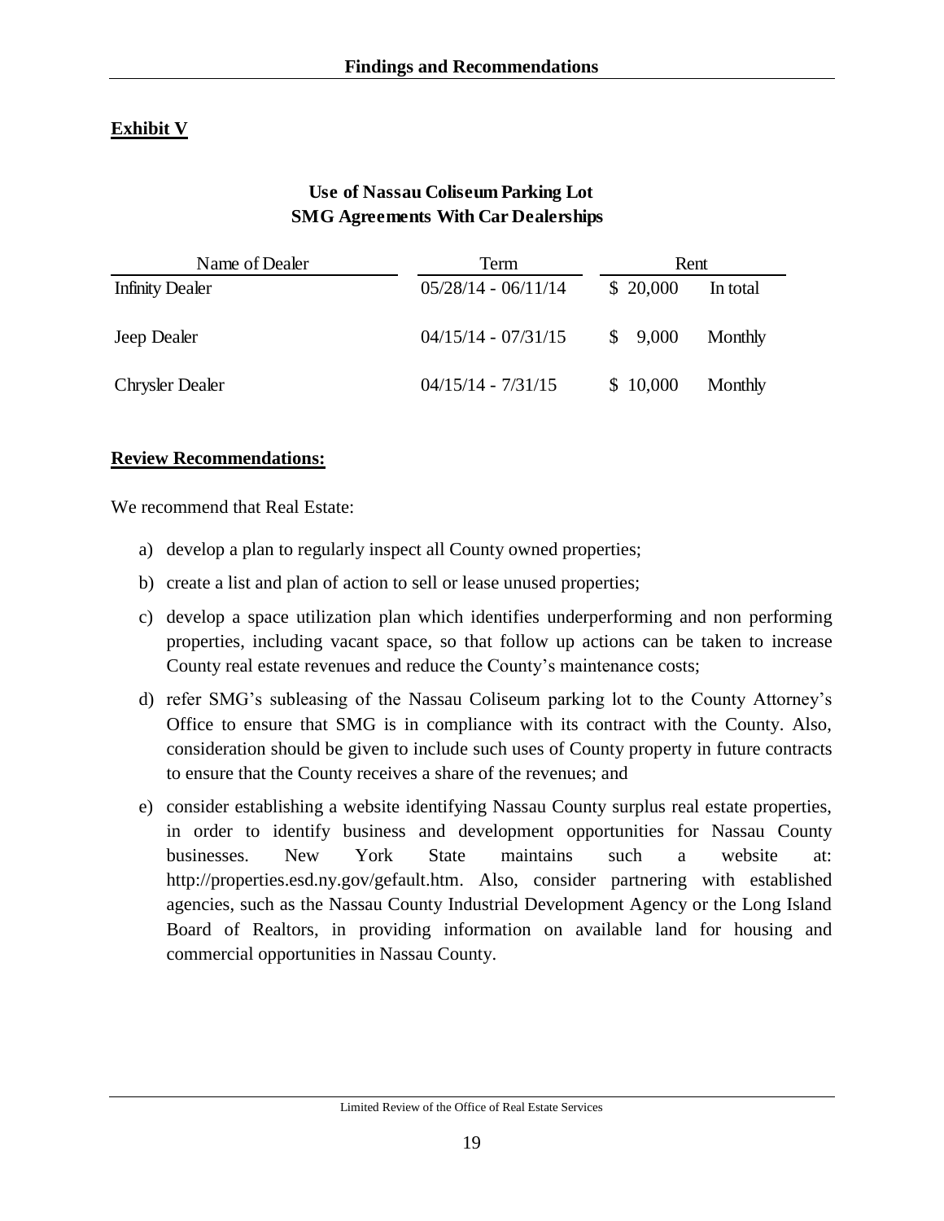## Exhibit V

**Use of Nassau Coliseum Parking Lot**
**SMG Agreements With Car Dealerships**

| Name of Dealer | Term | Rent | |
|---|---|---|---|
| Infinity Dealer | 05/28/14 - 06/11/14 | $ 20,000 | In total |
| Jeep Dealer | 04/15/14 - 07/31/15 | $ 9,000 | Monthly |
| Chrysler Dealer | 04/15/14 - 7/31/15 | $ 10,000 | Monthly |

**Review Recommendations:**

We recommend that Real Estate:

a) develop a plan to regularly inspect all County owned properties;

b) create a list and plan of action to sell or lease unused properties;

c) develop a space utilization plan which identifies underperforming and non performing properties, including vacant space, so that follow up actions can be taken to increase County real estate revenues and reduce the County's maintenance costs;

d) refer SMG's subleasing of the Nassau Coliseum parking lot to the County Attorney's Office to ensure that SMG is in compliance with its contract with the County. Also, consideration should be given to include such uses of County property in future contracts to ensure that the County receives a share of the revenues; and

e) consider establishing a website identifying Nassau County surplus real estate properties, in order to identify business and development opportunities for Nassau County businesses. New York State maintains such a website at: http://properties.esd.ny.gov/gefault.htm. Also, consider partnering with established agencies, such as the Nassau County Industrial Development Agency or the Long Island Board of Realtors, in providing information on available land for housing and commercial opportunities in Nassau County.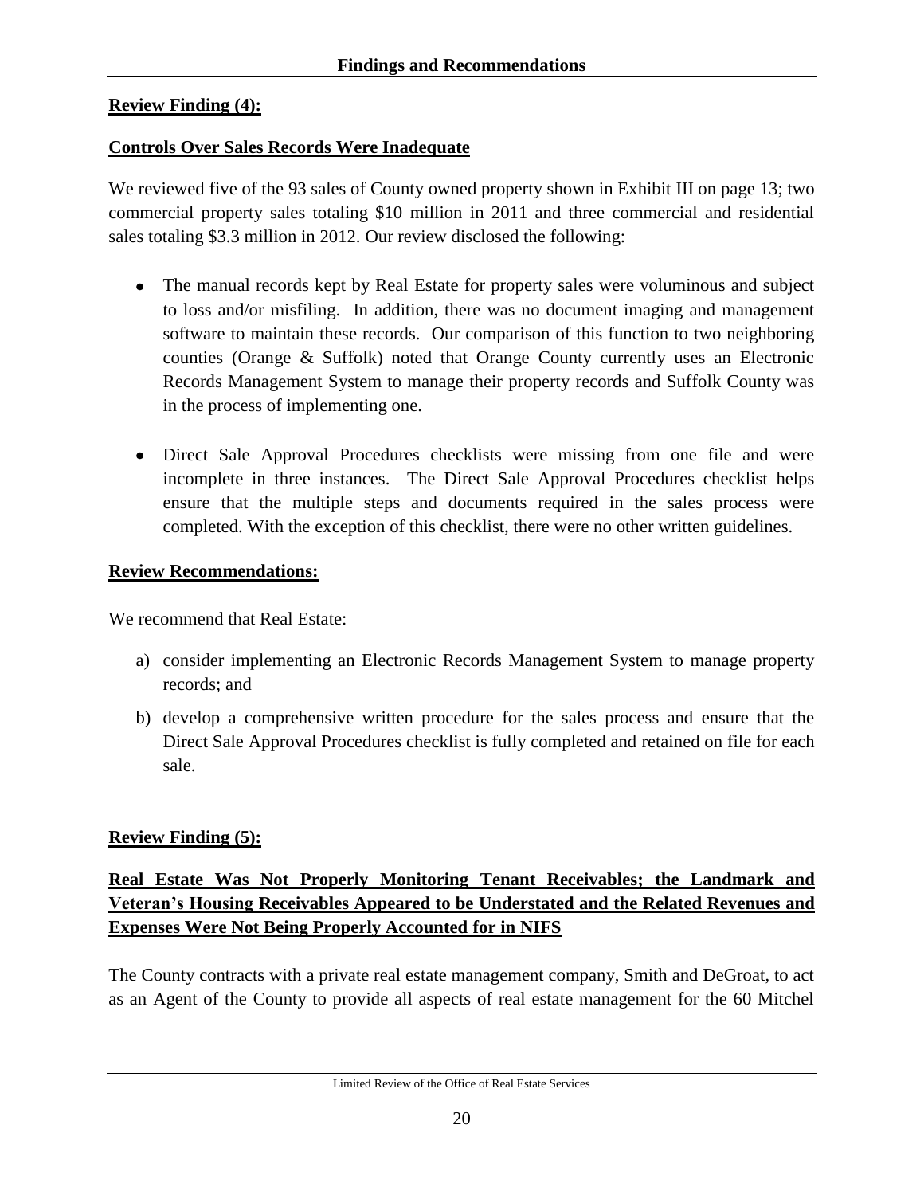**Review Finding (4):**

**Controls Over Sales Records Were Inadequate**

We reviewed five of the 93 sales of County owned property shown in Exhibit III on page 13; two commercial property sales totaling $10 million in 2011 and three commercial and residential sales totaling $3.3 million in 2012. Our review disclosed the following:

- The manual records kept by Real Estate for property sales were voluminous and subject to loss and/or misfiling. In addition, there was no document imaging and management software to maintain these records. Our comparison of this function to two neighboring counties (Orange & Suffolk) noted that Orange County currently uses an Electronic Records Management System to manage their property records and Suffolk County was in the process of implementing one.
- Direct Sale Approval Procedures checklists were missing from one file and were incomplete in three instances. The Direct Sale Approval Procedures checklist helps ensure that the multiple steps and documents required in the sales process were completed. With the exception of this checklist, there were no other written guidelines.

**Review Recommendations:**

We recommend that Real Estate:

a) consider implementing an Electronic Records Management System to manage property records; and

b) develop a comprehensive written procedure for the sales process and ensure that the Direct Sale Approval Procedures checklist is fully completed and retained on file for each sale.

**Review Finding (5):**

**Real Estate Was Not Properly Monitoring Tenant Receivables; the Landmark and Veteran's Housing Receivables Appeared to be Understated and the Related Revenues and Expenses Were Not Being Properly Accounted for in NIFS**

The County contracts with a private real estate management company, Smith and DeGroat, to act as an Agent of the County to provide all aspects of real estate management for the 60 Mitchel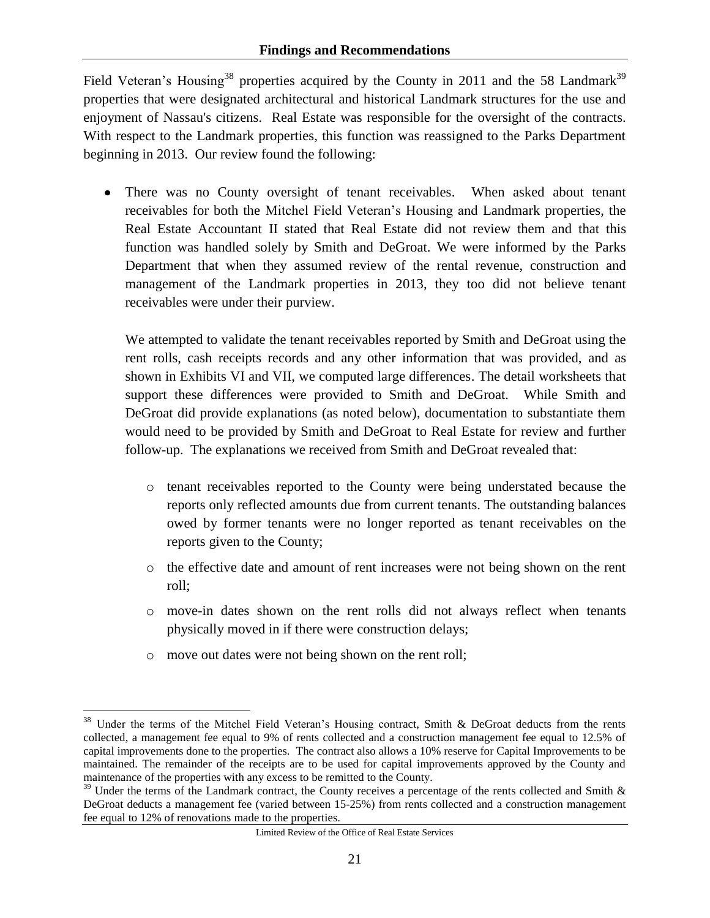Field Veteran's Housing[38] properties acquired by the County in 2011 and the 58 Landmark[39] properties that were designated architectural and historical Landmark structures for the use and enjoyment of Nassau's citizens. Real Estate was responsible for the oversight of the contracts. With respect to the Landmark properties, this function was reassigned to the Parks Department beginning in 2013. Our review found the following:

- There was no County oversight of tenant receivables. When asked about tenant receivables for both the Mitchel Field Veteran's Housing and Landmark properties, the Real Estate Accountant II stated that Real Estate did not review them and that this function was handled solely by Smith and DeGroat. We were informed by the Parks Department that when they assumed review of the rental revenue, construction and management of the Landmark properties in 2013, they too did not believe tenant receivables were under their purview.

  We attempted to validate the tenant receivables reported by Smith and DeGroat using the rent rolls, cash receipts records and any other information that was provided, and as shown in Exhibits VI and VII, we computed large differences. The detail worksheets that support these differences were provided to Smith and DeGroat. While Smith and DeGroat did provide explanations (as noted below), documentation to substantiate them would need to be provided by Smith and DeGroat to Real Estate for review and further follow-up. The explanations we received from Smith and DeGroat revealed that:

  - tenant receivables reported to the County were being understated because the reports only reflected amounts due from current tenants. The outstanding balances owed by former tenants were no longer reported as tenant receivables on the reports given to the County;
  - the effective date and amount of rent increases were not being shown on the rent roll;
  - move-in dates shown on the rent rolls did not always reflect when tenants physically moved in if there were construction delays;
  - move out dates were not being shown on the rent roll;

---

[38] Under the terms of the Mitchel Field Veteran's Housing contract, Smith & DeGroat deducts from the rents collected, a management fee equal to 9% of rents collected and a construction management fee equal to 12.5% of capital improvements done to the properties. The contract also allows a 10% reserve for Capital Improvements to be maintained. The remainder of the receipts are to be used for capital improvements approved by the County and maintenance of the properties with any excess to be remitted to the County.

[39] Under the terms of the Landmark contract, the County receives a percentage of the rents collected and Smith & DeGroat deducts a management fee (varied between 15-25%) from rents collected and a construction management fee equal to 12% of renovations made to the properties.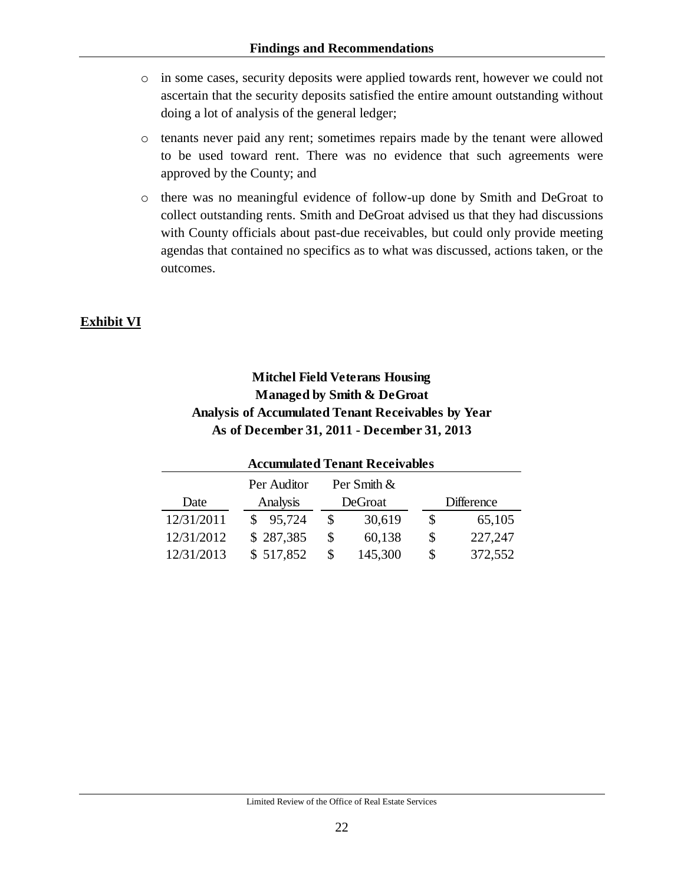- in some cases, security deposits were applied towards rent, however we could not ascertain that the security deposits satisfied the entire amount outstanding without doing a lot of analysis of the general ledger;
- tenants never paid any rent; sometimes repairs made by the tenant were allowed to be used toward rent. There was no evidence that such agreements were approved by the County; and
- there was no meaningful evidence of follow-up done by Smith and DeGroat to collect outstanding rents. Smith and DeGroat advised us that they had discussions with County officials about past-due receivables, but could only provide meeting agendas that contained no specifics as to what was discussed, actions taken, or the outcomes.

**Exhibit VI**

**Mitchel Field Veterans Housing**
**Managed by Smith & DeGroat**
**Analysis of Accumulated Tenant Receivables by Year**
**As of December 31, 2011 - December 31, 2013**

| | Accumulated Tenant Receivables | | |
|---|---|---|---|
| Date | Per Auditor Analysis | Per Smith & DeGroat | Difference |
| 12/31/2011 | $ 95,724 | $ 30,619 | $ 65,105 |
| 12/31/2012 | $ 287,385 | $ 60,138 | $ 227,247 |
| 12/31/2013 | $ 517,852 | $ 145,300 | $ 372,552 |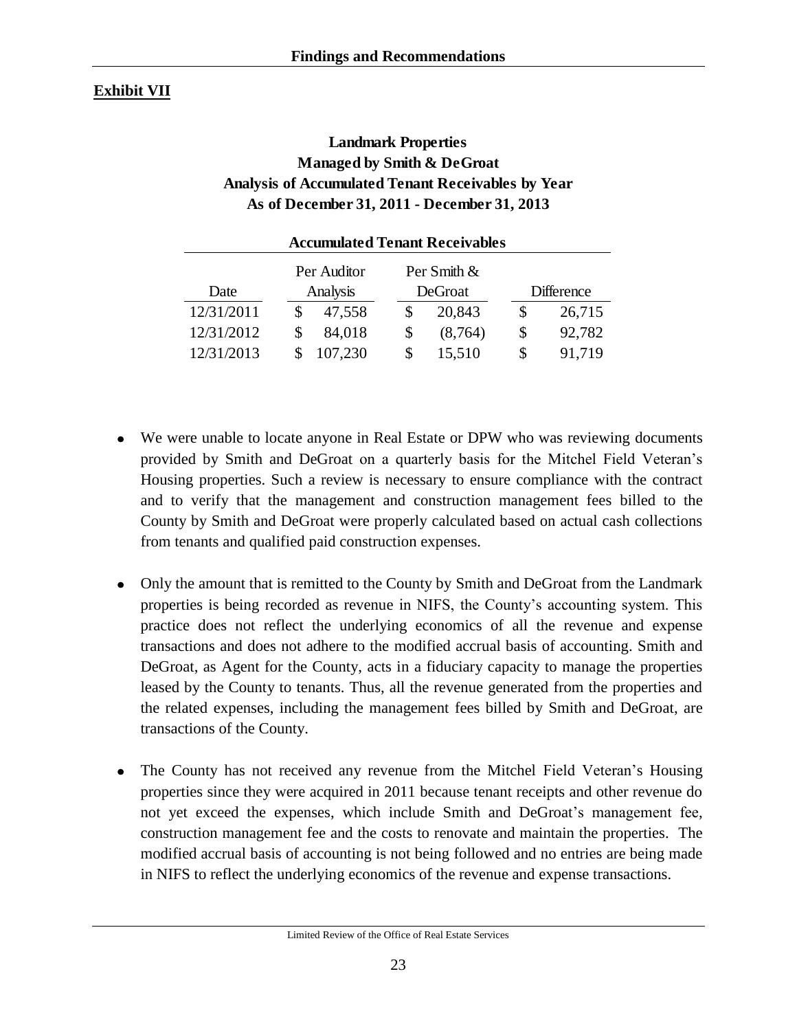**Exhibit VII**

**Landmark Properties**
**Managed by Smith & DeGroat**
**Analysis of Accumulated Tenant Receivables by Year**
**As of December 31, 2011 - December 31, 2013**

| | Accumulated Tenant Receivables | | |
|---|---|---|---|
| Date | Per Auditor Analysis | Per Smith & DeGroat | Difference |
| 12/31/2011 | $ 47,558 | $ 20,843 | $ 26,715 |
| 12/31/2012 | $ 84,018 | $ (8,764) | $ 92,782 |
| 12/31/2013 | $ 107,230 | $ 15,510 | $ 91,719 |

- We were unable to locate anyone in Real Estate or DPW who was reviewing documents provided by Smith and DeGroat on a quarterly basis for the Mitchel Field Veteran's Housing properties. Such a review is necessary to ensure compliance with the contract and to verify that the management and construction management fees billed to the County by Smith and DeGroat were properly calculated based on actual cash collections from tenants and qualified paid construction expenses.

- Only the amount that is remitted to the County by Smith and DeGroat from the Landmark properties is being recorded as revenue in NIFS, the County's accounting system. This practice does not reflect the underlying economics of all the revenue and expense transactions and does not adhere to the modified accrual basis of accounting. Smith and DeGroat, as Agent for the County, acts in a fiduciary capacity to manage the properties leased by the County to tenants. Thus, all the revenue generated from the properties and the related expenses, including the management fees billed by Smith and DeGroat, are transactions of the County.

- The County has not received any revenue from the Mitchel Field Veteran's Housing properties since they were acquired in 2011 because tenant receipts and other revenue do not yet exceed the expenses, which include Smith and DeGroat's management fee, construction management fee and the costs to renovate and maintain the properties. The modified accrual basis of accounting is not being followed and no entries are being made in NIFS to reflect the underlying economics of the revenue and expense transactions.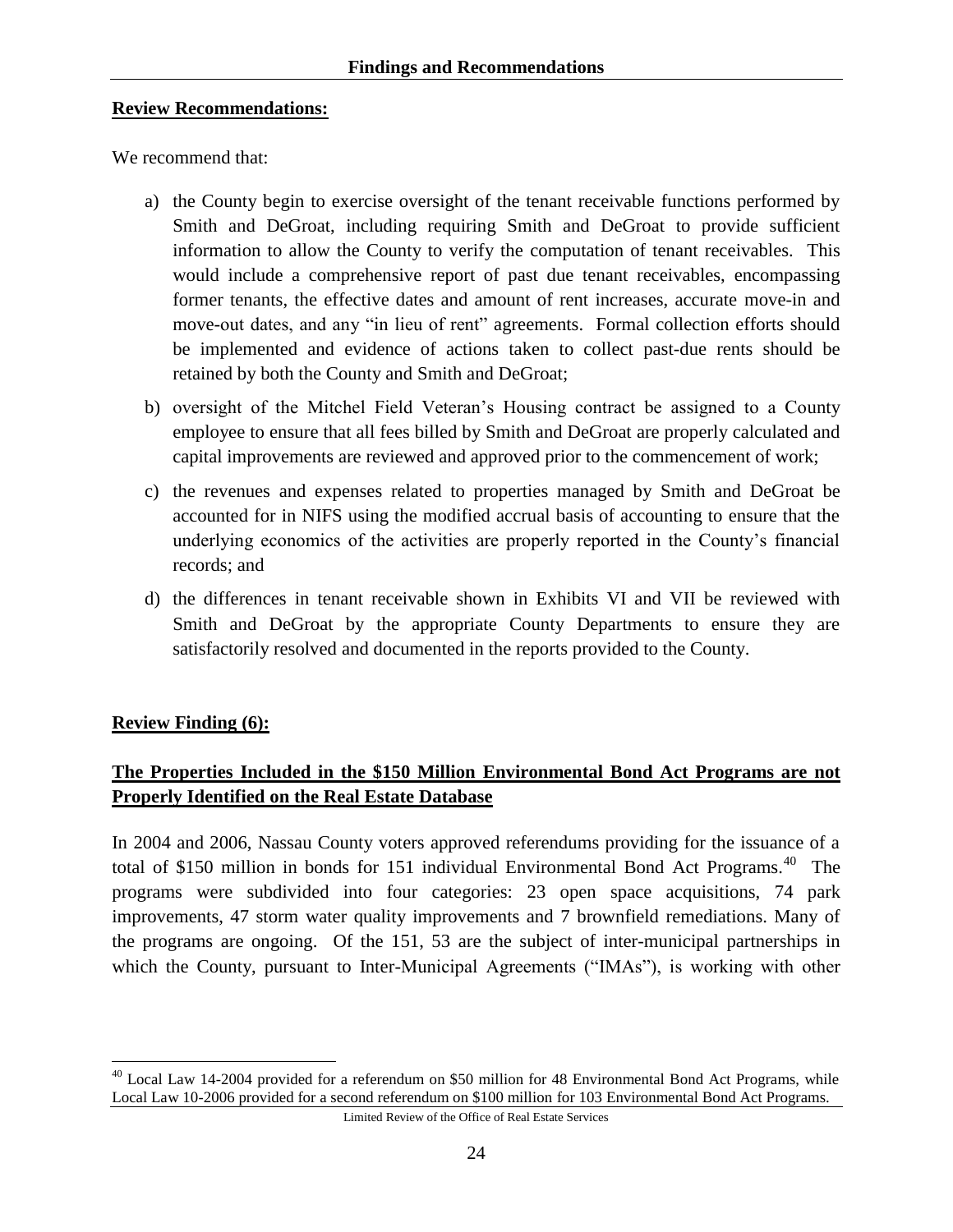**Review Recommendations:**

We recommend that:

a) the County begin to exercise oversight of the tenant receivable functions performed by Smith and DeGroat, including requiring Smith and DeGroat to provide sufficient information to allow the County to verify the computation of tenant receivables. This would include a comprehensive report of past due tenant receivables, encompassing former tenants, the effective dates and amount of rent increases, accurate move-in and move-out dates, and any "in lieu of rent" agreements. Formal collection efforts should be implemented and evidence of actions taken to collect past-due rents should be retained by both the County and Smith and DeGroat;

b) oversight of the Mitchel Field Veteran's Housing contract be assigned to a County employee to ensure that all fees billed by Smith and DeGroat are properly calculated and capital improvements are reviewed and approved prior to the commencement of work;

c) the revenues and expenses related to properties managed by Smith and DeGroat be accounted for in NIFS using the modified accrual basis of accounting to ensure that the underlying economics of the activities are properly reported in the County's financial records; and

d) the differences in tenant receivable shown in Exhibits VI and VII be reviewed with Smith and DeGroat by the appropriate County Departments to ensure they are satisfactorily resolved and documented in the reports provided to the County.

**Review Finding (6):**

**The Properties Included in the $150 Million Environmental Bond Act Programs are not Properly Identified on the Real Estate Database**

In 2004 and 2006, Nassau County voters approved referendums providing for the issuance of a total of $150 million in bonds for 151 individual Environmental Bond Act Programs.[40] The programs were subdivided into four categories: 23 open space acquisitions, 74 park improvements, 47 storm water quality improvements and 7 brownfield remediations. Many of the programs are ongoing. Of the 151, 53 are the subject of inter-municipal partnerships in which the County, pursuant to Inter-Municipal Agreements ("IMAs"), is working with other

[40] Local Law 14-2004 provided for a referendum on $50 million for 48 Environmental Bond Act Programs, while Local Law 10-2006 provided for a second referendum on $100 million for 103 Environmental Bond Act Programs.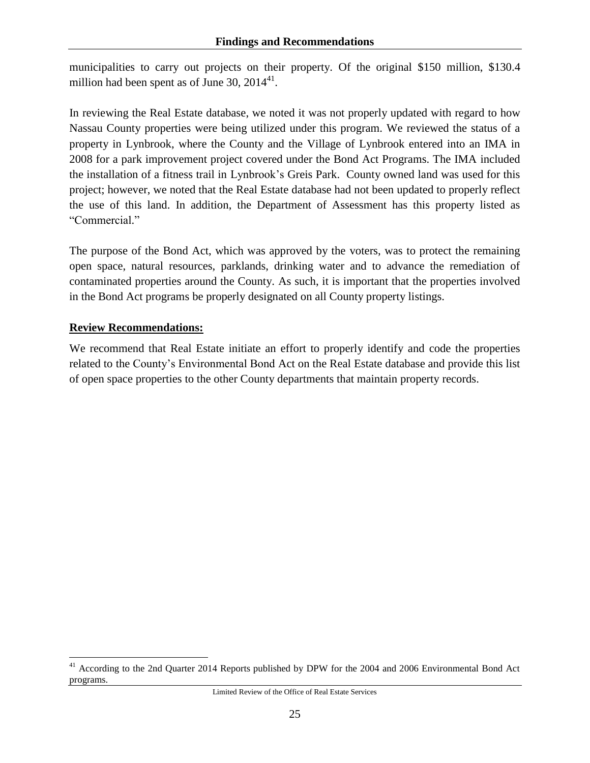municipalities to carry out projects on their property. Of the original \$150 million, \$130.4 million had been spent as of June 30, 2014[41].

In reviewing the Real Estate database, we noted it was not properly updated with regard to how Nassau County properties were being utilized under this program. We reviewed the status of a property in Lynbrook, where the County and the Village of Lynbrook entered into an IMA in 2008 for a park improvement project covered under the Bond Act Programs. The IMA included the installation of a fitness trail in Lynbrook's Greis Park. County owned land was used for this project; however, we noted that the Real Estate database had not been updated to properly reflect the use of this land. In addition, the Department of Assessment has this property listed as "Commercial."

The purpose of the Bond Act, which was approved by the voters, was to protect the remaining open space, natural resources, parklands, drinking water and to advance the remediation of contaminated properties around the County. As such, it is important that the properties involved in the Bond Act programs be properly designated on all County property listings.

**Review Recommendations:**

We recommend that Real Estate initiate an effort to properly identify and code the properties related to the County's Environmental Bond Act on the Real Estate database and provide this list of open space properties to the other County departments that maintain property records.

[41] According to the 2nd Quarter 2014 Reports published by DPW for the 2004 and 2006 Environmental Bond Act programs.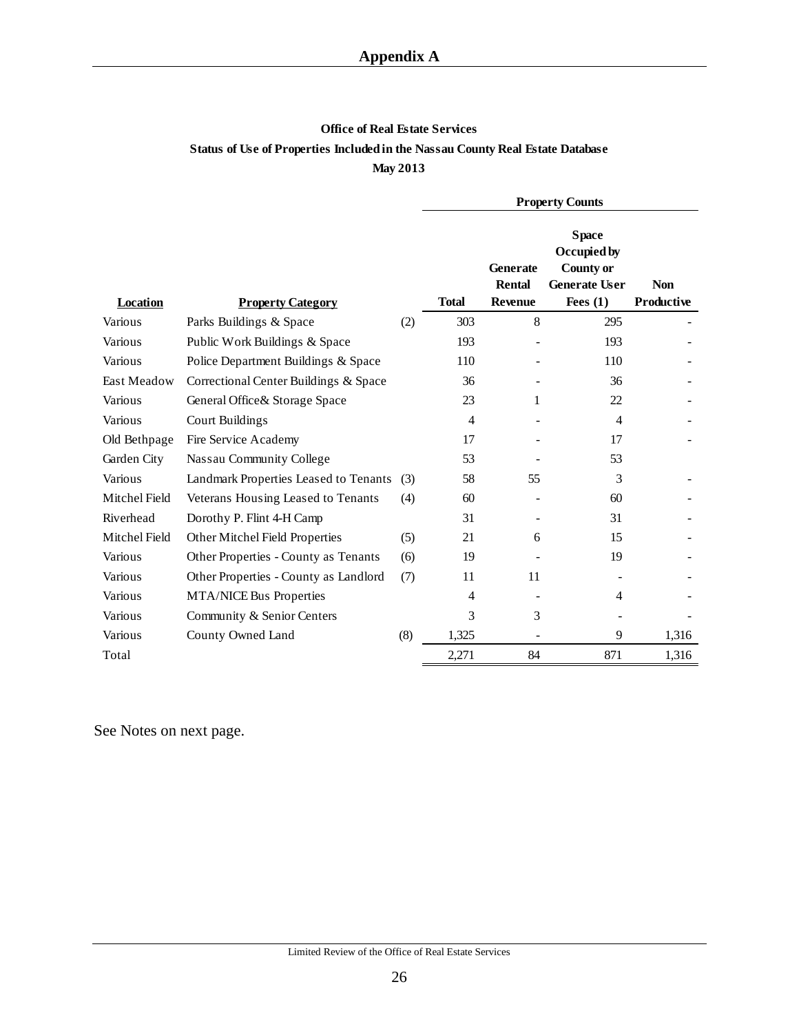# Appendix A

**Office of Real Estate Services**

**Status of Use of Properties Included in the Nassau County Real Estate Database**

**May 2013**

| Location | Property Category | | Total | Generate Rental Revenue | Space Occupied by County or Generate User Fees (1) | Non Productive |
|---|---|---|---|---|---|---|
| | | | **Property Counts** | | | |
| Various | Parks Buildings & Space | (2) | 303 | 8 | 295 | - |
| Various | Public Work Buildings & Space | | 193 | - | 193 | - |
| Various | Police Department Buildings & Space | | 110 | - | 110 | - |
| East Meadow | Correctional Center Buildings & Space | | 36 | - | 36 | - |
| Various | General Office& Storage Space | | 23 | 1 | 22 | - |
| Various | Court Buildings | | 4 | - | 4 | - |
| Old Bethpage | Fire Service Academy | | 17 | - | 17 | - |
| Garden City | Nassau Community College | | 53 | - | 53 | |
| Various | Landmark Properties Leased to Tenants | (3) | 58 | 55 | 3 | - |
| Mitchel Field | Veterans Housing Leased to Tenants | (4) | 60 | - | 60 | - |
| Riverhead | Dorothy P. Flint 4-H Camp | | 31 | - | 31 | - |
| Mitchel Field | Other Mitchel Field Properties | (5) | 21 | 6 | 15 | - |
| Various | Other Properties - County as Tenants | (6) | 19 | - | 19 | - |
| Various | Other Properties - County as Landlord | (7) | 11 | 11 | - | - |
| Various | MTA/NICE Bus Properties | | 4 | - | 4 | - |
| Various | Community & Senior Centers | | 3 | 3 | - | - |
| Various | County Owned Land | (8) | 1,325 | - | 9 | 1,316 |
| Total | | | 2,271 | 84 | 871 | 1,316 |

See Notes on next page.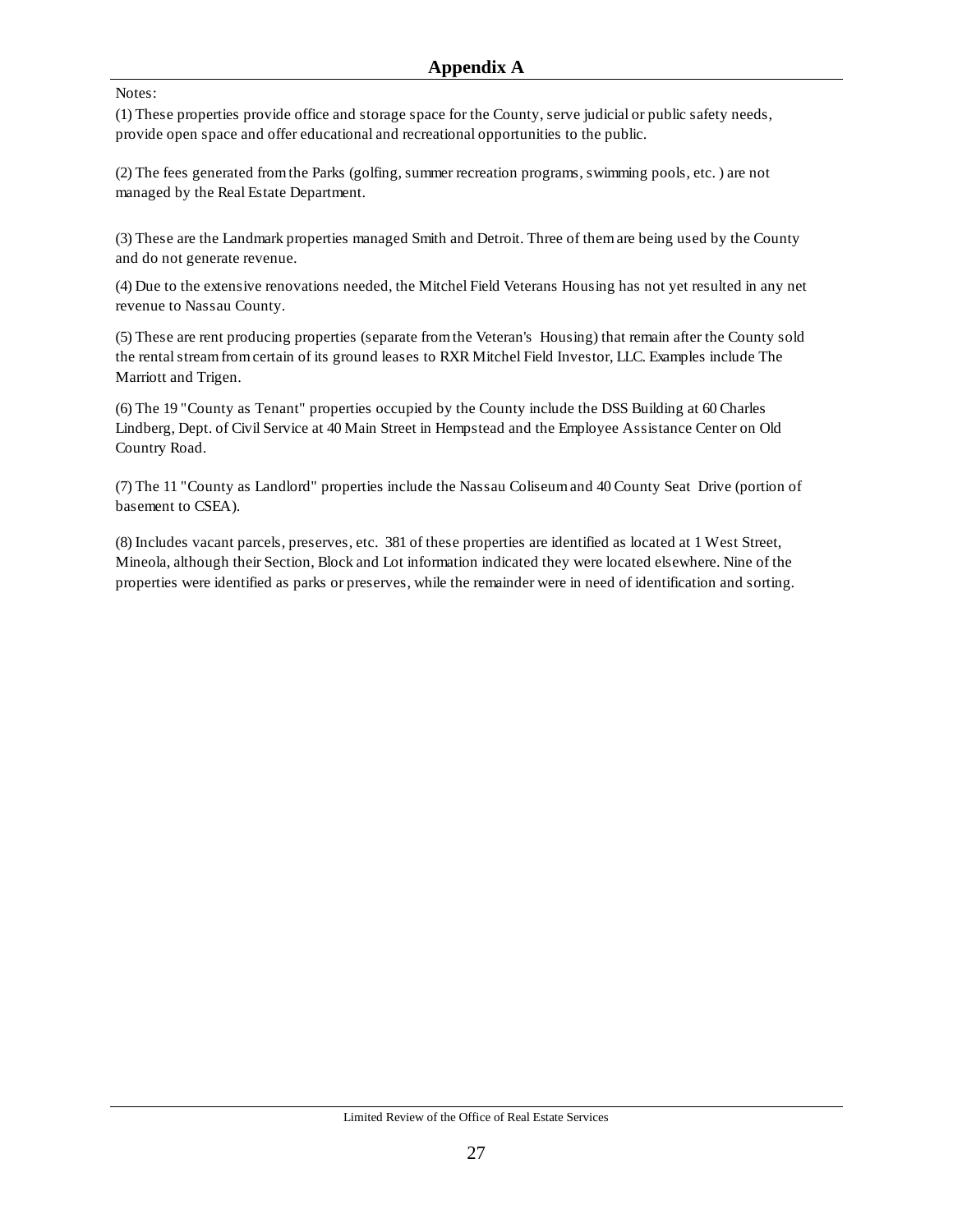## Appendix A

Notes:

(1) These properties provide office and storage space for the County, serve judicial or public safety needs, provide open space and offer educational and recreational opportunities to the public.

(2) The fees generated from the Parks (golfing, summer recreation programs, swimming pools, etc. ) are not managed by the Real Estate Department.

(3) These are the Landmark properties managed Smith and Detroit. Three of them are being used by the County and do not generate revenue.

(4) Due to the extensive renovations needed, the Mitchel Field Veterans Housing has not yet resulted in any net revenue to Nassau County.

(5) These are rent producing properties (separate from the Veteran's Housing) that remain after the County sold the rental stream from certain of its ground leases to RXR Mitchel Field Investor, LLC. Examples include The Marriott and Trigen.

(6) The 19 "County as Tenant" properties occupied by the County include the DSS Building at 60 Charles Lindberg, Dept. of Civil Service at 40 Main Street in Hempstead and the Employee Assistance Center on Old Country Road.

(7) The 11 "County as Landlord" properties include the Nassau Coliseum and 40 County Seat Drive (portion of basement to CSEA).

(8) Includes vacant parcels, preserves, etc. 381 of these properties are identified as located at 1 West Street, Mineola, although their Section, Block and Lot information indicated they were located elsewhere. Nine of the properties were identified as parks or preserves, while the remainder were in need of identification and sorting.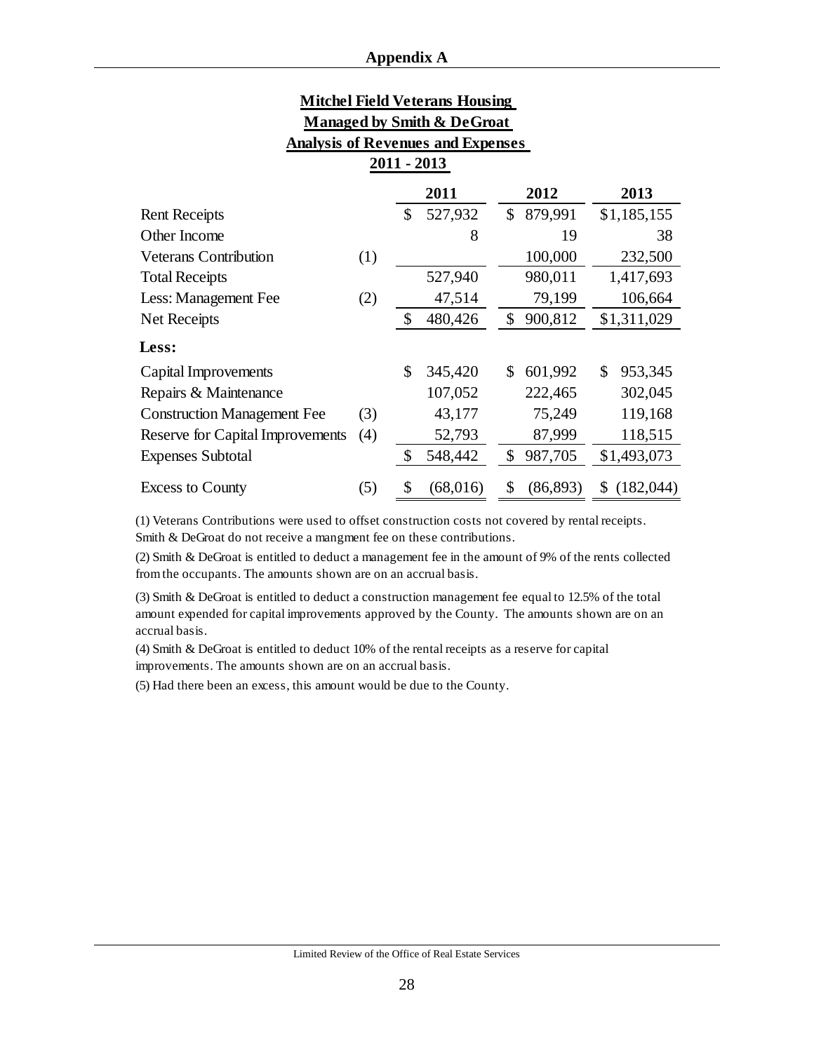## Appendix A

**Mitchel Field Veterans Housing**
**Managed by Smith & DeGroat**
**Analysis of Revenues and Expenses**
**2011 - 2013**

| | | 2011 | 2012 | 2013 |
|---|---|---|---|---|
| Rent Receipts | | $ 527,932 | $ 879,991 | $1,185,155 |
| Other Income | | 8 | 19 | 38 |
| Veterans Contribution | (1) | | 100,000 | 232,500 |
| Total Receipts | | 527,940 | 980,011 | 1,417,693 |
| Less: Management Fee | (2) | 47,514 | 79,199 | 106,664 |
| Net Receipts | | $ 480,426 | $ 900,812 | $1,311,029 |
| **Less:** | | | | |
| Capital Improvements | | $ 345,420 | $ 601,992 | $ 953,345 |
| Repairs & Maintenance | | 107,052 | 222,465 | 302,045 |
| Construction Management Fee | (3) | 43,177 | 75,249 | 119,168 |
| Reserve for Capital Improvements | (4) | 52,793 | 87,999 | 118,515 |
| Expenses Subtotal | | $ 548,442 | $ 987,705 | $1,493,073 |
| Excess to County | (5) | $ (68,016) | $ (86,893) | $ (182,044) |

(1) Veterans Contributions were used to offset construction costs not covered by rental receipts. Smith & DeGroat do not receive a mangment fee on these contributions.

(2) Smith & DeGroat is entitled to deduct a management fee in the amount of 9% of the rents collected from the occupants. The amounts shown are on an accrual basis.

(3) Smith & DeGroat is entitled to deduct a construction management fee equal to 12.5% of the total amount expended for capital improvements approved by the County. The amounts shown are on an accrual basis.

(4) Smith & DeGroat is entitled to deduct 10% of the rental receipts as a reserve for capital improvements. The amounts shown are on an accrual basis.

(5) Had there been an excess, this amount would be due to the County.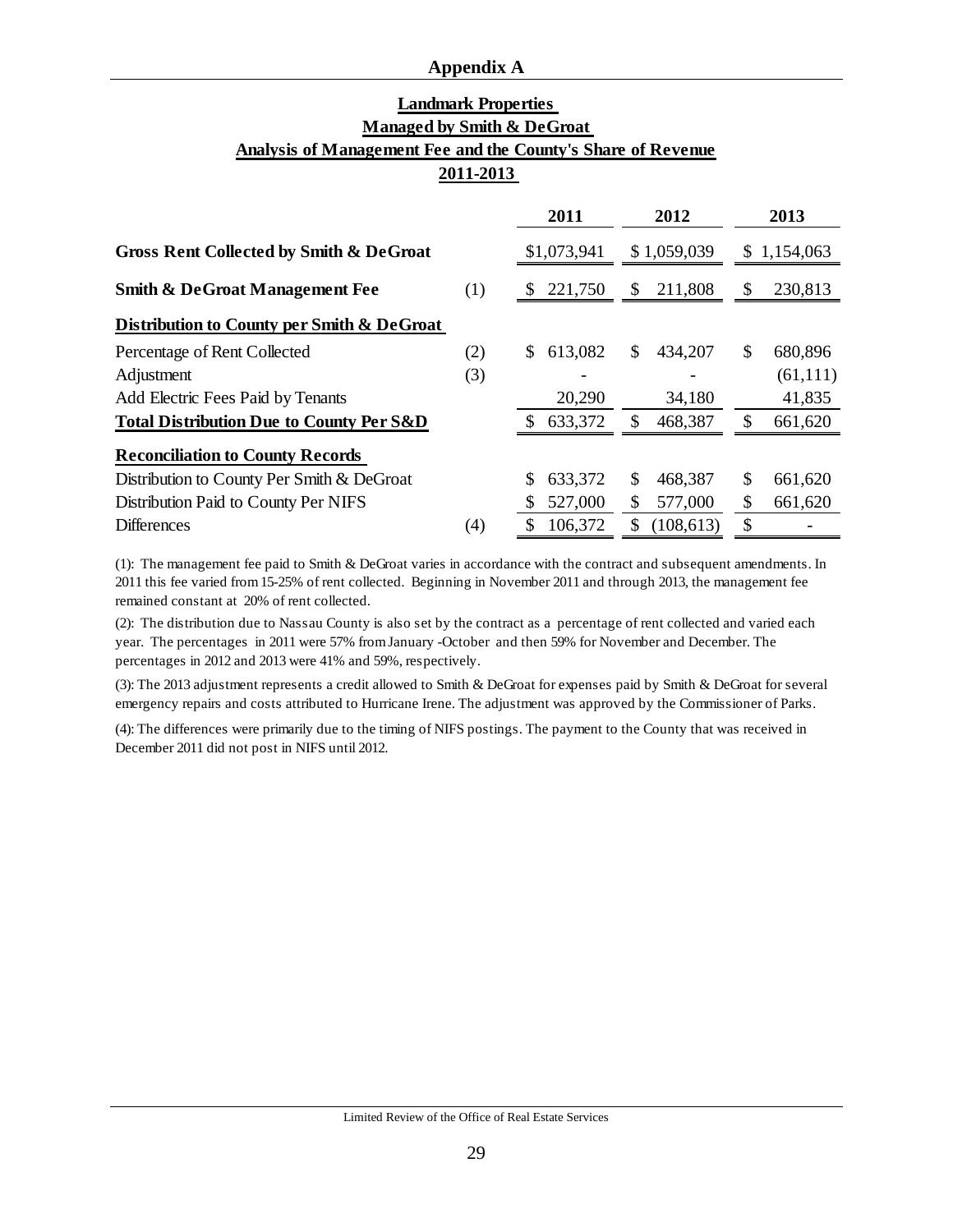## Appendix A

**Landmark Properties**
**Managed by Smith & DeGroat**
**Analysis of Management Fee and the County's Share of Revenue**
**2011-2013**

| | | 2011 | 2012 | 2013 |
|---|---|---|---|---|
| **Gross Rent Collected by Smith & DeGroat** | | $1,073,941 | $ 1,059,039 | $ 1,154,063 |
| **Smith & DeGroat Management Fee** | (1) | $ 221,750 | $ 211,808 | $ 230,813 |
| **Distribution to County per Smith & DeGroat** | | | | |
| Percentage of Rent Collected | (2) | $ 613,082 | $ 434,207 | $ 680,896 |
| Adjustment | (3) | - | - | (61,111) |
| Add Electric Fees Paid by Tenants | | 20,290 | 34,180 | 41,835 |
| **Total Distribution Due to County Per S&D** | | $ 633,372 | $ 468,387 | $ 661,620 |
| **Reconciliation to County Records** | | | | |
| Distribution to County Per Smith & DeGroat | | $ 633,372 | $ 468,387 | $ 661,620 |
| Distribution Paid to County Per NIFS | | $ 527,000 | $ 577,000 | $ 661,620 |
| Differences | (4) | $ 106,372 | $ (108,613) | $ - |

(1): The management fee paid to Smith & DeGroat varies in accordance with the contract and subsequent amendments. In 2011 this fee varied from 15-25% of rent collected. Beginning in November 2011 and through 2013, the management fee remained constant at 20% of rent collected.

(2): The distribution due to Nassau County is also set by the contract as a percentage of rent collected and varied each year. The percentages in 2011 were 57% from January -October and then 59% for November and December. The percentages in 2012 and 2013 were 41% and 59%, respectively.

(3): The 2013 adjustment represents a credit allowed to Smith & DeGroat for expenses paid by Smith & DeGroat for several emergency repairs and costs attributed to Hurricane Irene. The adjustment was approved by the Commissioner of Parks.

(4): The differences were primarily due to the timing of NIFS postings. The payment to the County that was received in December 2011 did not post in NIFS until 2012.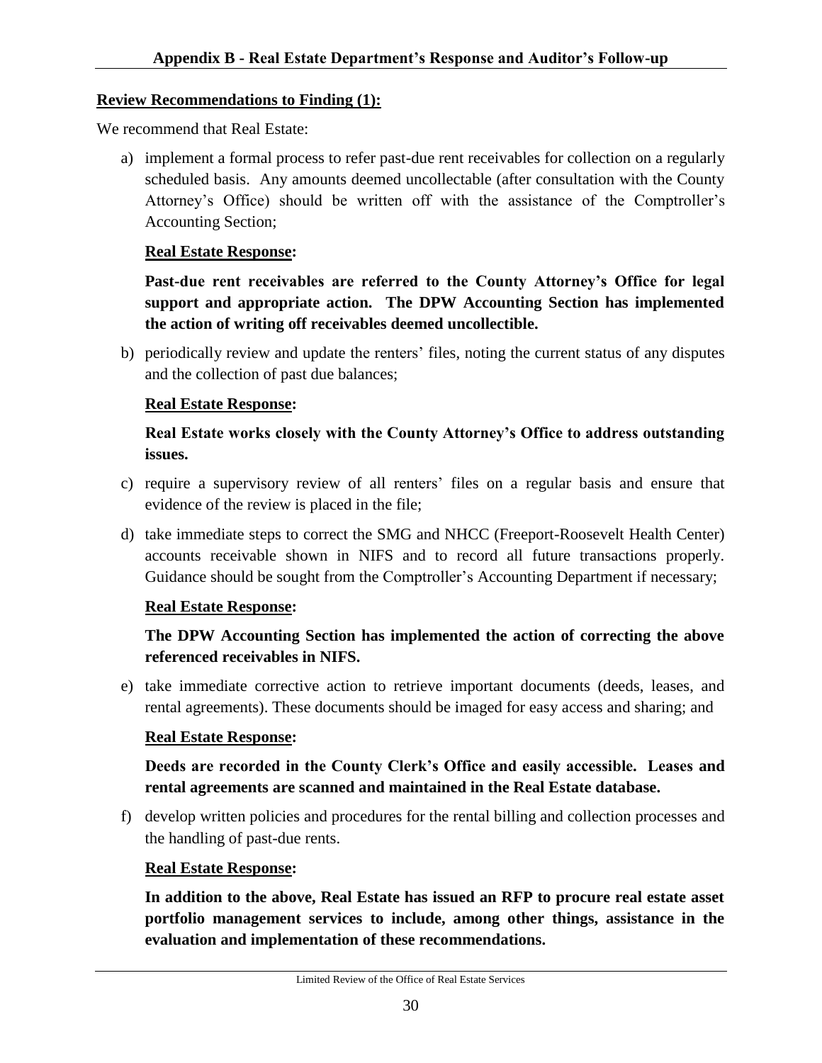## Appendix B - Real Estate Department's Response and Auditor's Follow-up

**Review Recommendations to Finding (1):**

We recommend that Real Estate:

a) implement a formal process to refer past-due rent receivables for collection on a regularly scheduled basis. Any amounts deemed uncollectable (after consultation with the County Attorney's Office) should be written off with the assistance of the Comptroller's Accounting Section;

   **Real Estate Response:**

   **Past-due rent receivables are referred to the County Attorney's Office for legal support and appropriate action. The DPW Accounting Section has implemented the action of writing off receivables deemed uncollectible.**

b) periodically review and update the renters' files, noting the current status of any disputes and the collection of past due balances;

   **Real Estate Response:**

   **Real Estate works closely with the County Attorney's Office to address outstanding issues.**

c) require a supervisory review of all renters' files on a regular basis and ensure that evidence of the review is placed in the file;

d) take immediate steps to correct the SMG and NHCC (Freeport-Roosevelt Health Center) accounts receivable shown in NIFS and to record all future transactions properly. Guidance should be sought from the Comptroller's Accounting Department if necessary;

   **Real Estate Response:**

   **The DPW Accounting Section has implemented the action of correcting the above referenced receivables in NIFS.**

e) take immediate corrective action to retrieve important documents (deeds, leases, and rental agreements). These documents should be imaged for easy access and sharing; and

   **Real Estate Response:**

   **Deeds are recorded in the County Clerk's Office and easily accessible. Leases and rental agreements are scanned and maintained in the Real Estate database.**

f) develop written policies and procedures for the rental billing and collection processes and the handling of past-due rents.

   **Real Estate Response:**

   **In addition to the above, Real Estate has issued an RFP to procure real estate asset portfolio management services to include, among other things, assistance in the evaluation and implementation of these recommendations.**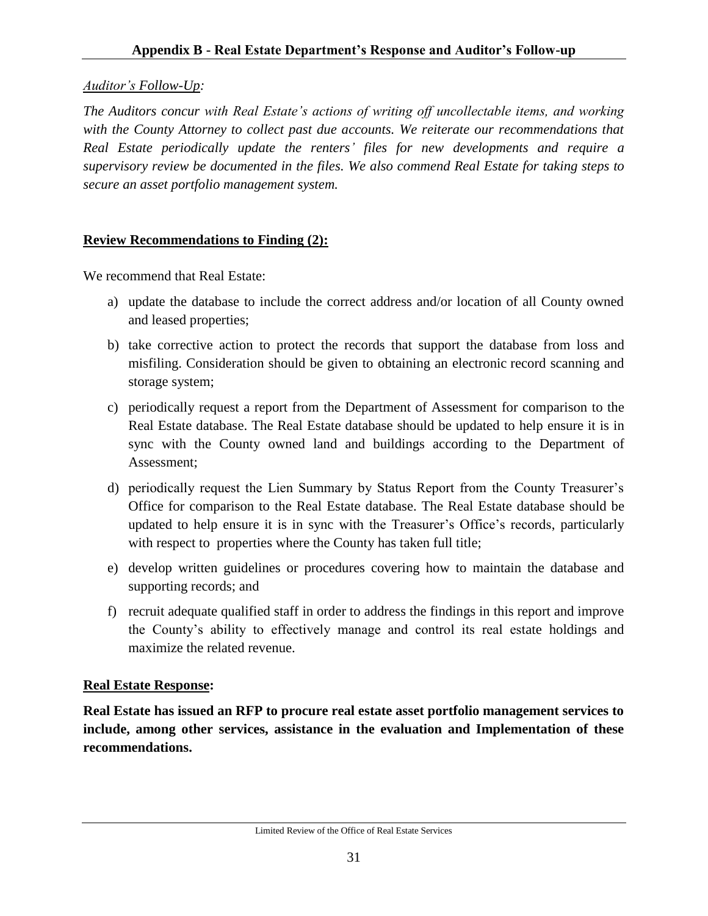*Auditor's Follow-Up:*

*The Auditors concur with Real Estate's actions of writing off uncollectable items, and working with the County Attorney to collect past due accounts. We reiterate our recommendations that Real Estate periodically update the renters' files for new developments and require a supervisory review be documented in the files. We also commend Real Estate for taking steps to secure an asset portfolio management system.*

**Review Recommendations to Finding (2):**

We recommend that Real Estate:

a) update the database to include the correct address and/or location of all County owned and leased properties;

b) take corrective action to protect the records that support the database from loss and misfiling. Consideration should be given to obtaining an electronic record scanning and storage system;

c) periodically request a report from the Department of Assessment for comparison to the Real Estate database. The Real Estate database should be updated to help ensure it is in sync with the County owned land and buildings according to the Department of Assessment;

d) periodically request the Lien Summary by Status Report from the County Treasurer's Office for comparison to the Real Estate database. The Real Estate database should be updated to help ensure it is in sync with the Treasurer's Office's records, particularly with respect to properties where the County has taken full title;

e) develop written guidelines or procedures covering how to maintain the database and supporting records; and

f) recruit adequate qualified staff in order to address the findings in this report and improve the County's ability to effectively manage and control its real estate holdings and maximize the related revenue.

**Real Estate Response:**

**Real Estate has issued an RFP to procure real estate asset portfolio management services to include, among other services, assistance in the evaluation and Implementation of these recommendations.**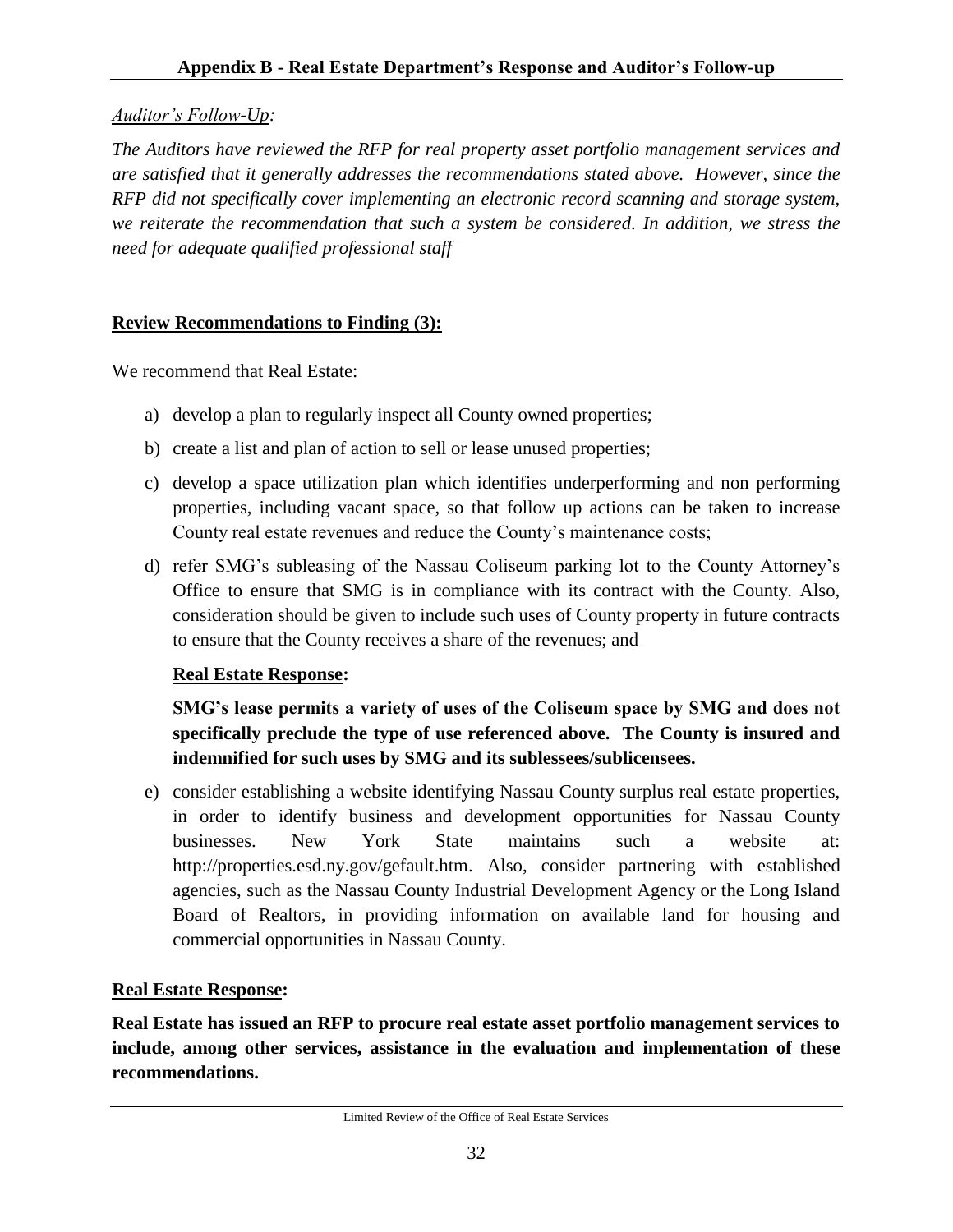## Appendix B - Real Estate Department's Response and Auditor's Follow-up

*Auditor's Follow-Up:*

*The Auditors have reviewed the RFP for real property asset portfolio management services and are satisfied that it generally addresses the recommendations stated above. However, since the RFP did not specifically cover implementing an electronic record scanning and storage system, we reiterate the recommendation that such a system be considered. In addition, we stress the need for adequate qualified professional staff*

**Review Recommendations to Finding (3):**

We recommend that Real Estate:

a) develop a plan to regularly inspect all County owned properties;

b) create a list and plan of action to sell or lease unused properties;

c) develop a space utilization plan which identifies underperforming and non performing properties, including vacant space, so that follow up actions can be taken to increase County real estate revenues and reduce the County's maintenance costs;

d) refer SMG's subleasing of the Nassau Coliseum parking lot to the County Attorney's Office to ensure that SMG is in compliance with its contract with the County. Also, consideration should be given to include such uses of County property in future contracts to ensure that the County receives a share of the revenues; and

   **Real Estate Response:**

   **SMG's lease permits a variety of uses of the Coliseum space by SMG and does not specifically preclude the type of use referenced above. The County is insured and indemnified for such uses by SMG and its sublessees/sublicensees.**

e) consider establishing a website identifying Nassau County surplus real estate properties, in order to identify business and development opportunities for Nassau County businesses. New York State maintains such a website at: http://properties.esd.ny.gov/gefault.htm. Also, consider partnering with established agencies, such as the Nassau County Industrial Development Agency or the Long Island Board of Realtors, in providing information on available land for housing and commercial opportunities in Nassau County.

**Real Estate Response:**

**Real Estate has issued an RFP to procure real estate asset portfolio management services to include, among other services, assistance in the evaluation and implementation of these recommendations.**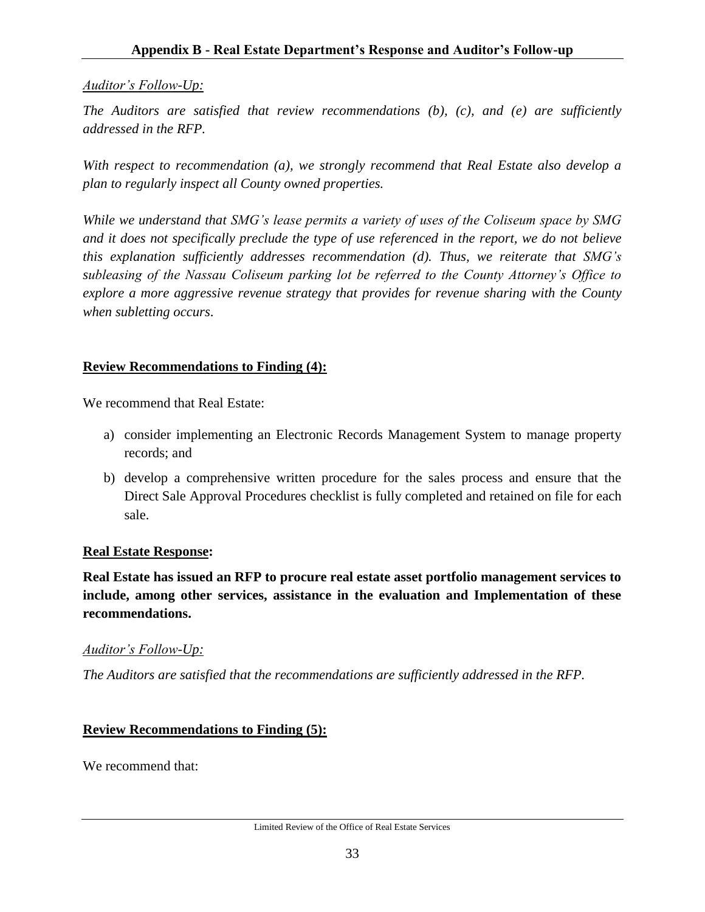*Auditor's Follow-Up:*

*The Auditors are satisfied that review recommendations (b), (c), and (e) are sufficiently addressed in the RFP.*

*With respect to recommendation (a), we strongly recommend that Real Estate also develop a plan to regularly inspect all County owned properties.*

*While we understand that SMG's lease permits a variety of uses of the Coliseum space by SMG and it does not specifically preclude the type of use referenced in the report, we do not believe this explanation sufficiently addresses recommendation (d). Thus, we reiterate that SMG's subleasing of the Nassau Coliseum parking lot be referred to the County Attorney's Office to explore a more aggressive revenue strategy that provides for revenue sharing with the County when subletting occurs.*

**Review Recommendations to Finding (4):**

We recommend that Real Estate:

a) consider implementing an Electronic Records Management System to manage property records; and

b) develop a comprehensive written procedure for the sales process and ensure that the Direct Sale Approval Procedures checklist is fully completed and retained on file for each sale.

**Real Estate Response:**

**Real Estate has issued an RFP to procure real estate asset portfolio management services to include, among other services, assistance in the evaluation and Implementation of these recommendations.**

*Auditor's Follow-Up:*

*The Auditors are satisfied that the recommendations are sufficiently addressed in the RFP.*

**Review Recommendations to Finding (5):**

We recommend that: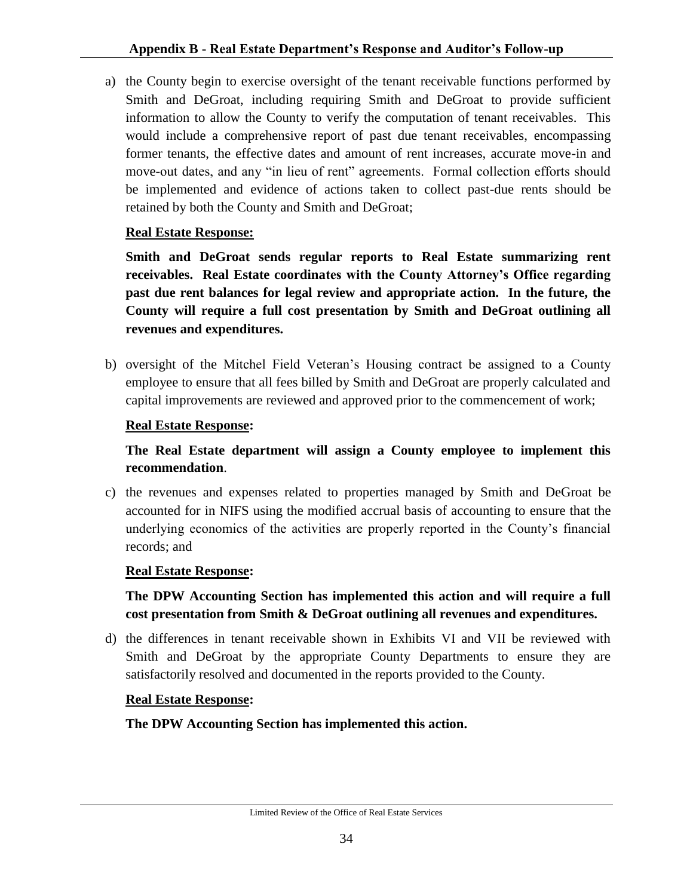a) the County begin to exercise oversight of the tenant receivable functions performed by Smith and DeGroat, including requiring Smith and DeGroat to provide sufficient information to allow the County to verify the computation of tenant receivables. This would include a comprehensive report of past due tenant receivables, encompassing former tenants, the effective dates and amount of rent increases, accurate move-in and move-out dates, and any "in lieu of rent" agreements. Formal collection efforts should be implemented and evidence of actions taken to collect past-due rents should be retained by both the County and Smith and DeGroat;

   **Real Estate Response:**

   **Smith and DeGroat sends regular reports to Real Estate summarizing rent receivables. Real Estate coordinates with the County Attorney's Office regarding past due rent balances for legal review and appropriate action. In the future, the County will require a full cost presentation by Smith and DeGroat outlining all revenues and expenditures.**

b) oversight of the Mitchel Field Veteran's Housing contract be assigned to a County employee to ensure that all fees billed by Smith and DeGroat are properly calculated and capital improvements are reviewed and approved prior to the commencement of work;

   **Real Estate Response:**

   **The Real Estate department will assign a County employee to implement this recommendation**.

c) the revenues and expenses related to properties managed by Smith and DeGroat be accounted for in NIFS using the modified accrual basis of accounting to ensure that the underlying economics of the activities are properly reported in the County's financial records; and

   **Real Estate Response:**

   **The DPW Accounting Section has implemented this action and will require a full cost presentation from Smith & DeGroat outlining all revenues and expenditures.**

d) the differences in tenant receivable shown in Exhibits VI and VII be reviewed with Smith and DeGroat by the appropriate County Departments to ensure they are satisfactorily resolved and documented in the reports provided to the County.

   **Real Estate Response:**

   **The DPW Accounting Section has implemented this action.**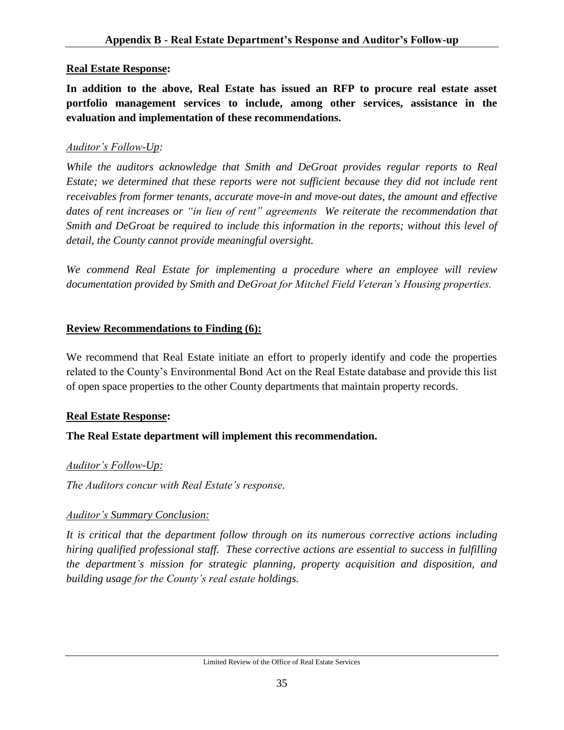## Appendix B - Real Estate Department's Response and Auditor's Follow-up

**Real Estate Response:**

**In addition to the above, Real Estate has issued an RFP to procure real estate asset portfolio management services to include, among other services, assistance in the evaluation and implementation of these recommendations.**

*Auditor's Follow-Up:*

*While the auditors acknowledge that Smith and DeGroat provides regular reports to Real Estate; we determined that these reports were not sufficient because they did not include rent receivables from former tenants, accurate move-in and move-out dates, the amount and effective dates of rent increases or "in lieu of rent" agreements We reiterate the recommendation that Smith and DeGroat be required to include this information in the reports; without this level of detail, the County cannot provide meaningful oversight.*

*We commend Real Estate for implementing a procedure where an employee will review documentation provided by Smith and DeGroat for Mitchel Field Veteran's Housing properties.*

**Review Recommendations to Finding (6):**

We recommend that Real Estate initiate an effort to properly identify and code the properties related to the County's Environmental Bond Act on the Real Estate database and provide this list of open space properties to the other County departments that maintain property records.

**Real Estate Response:**

**The Real Estate department will implement this recommendation.**

*Auditor's Follow-Up:*

*The Auditors concur with Real Estate's response.*

*Auditor's Summary Conclusion:*

*It is critical that the department follow through on its numerous corrective actions including hiring qualified professional staff. These corrective actions are essential to success in fulfilling the department's mission for strategic planning, property acquisition and disposition, and building usage for the County's real estate holdings.*